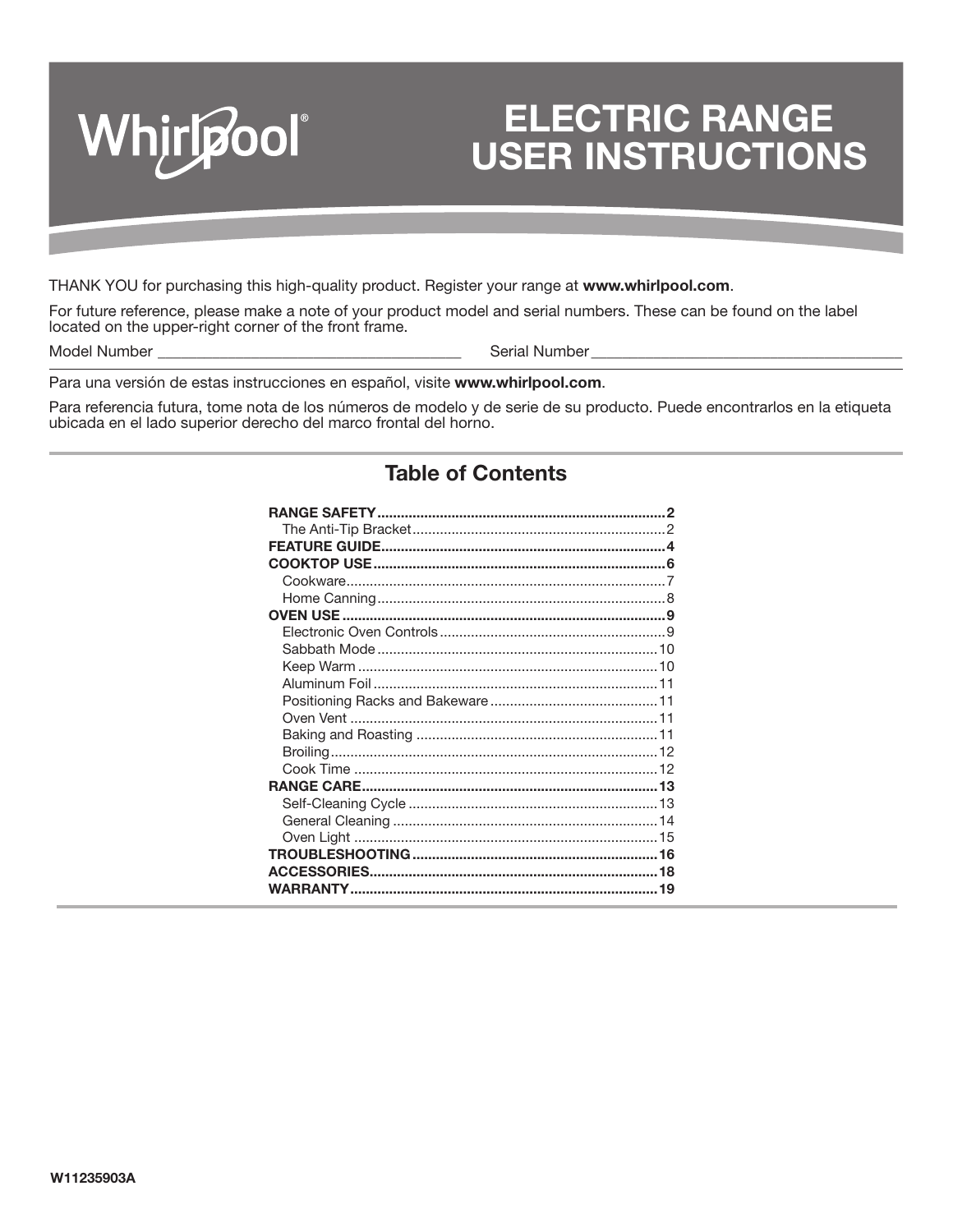Whirlpool®

# ELECTRIC RANGE USER INSTRUCTIONS

THANK YOU for purchasing this high-quality product. Register your range at **www.whirlpool.com**.

For future reference, please make a note of your product model and serial numbers. These can be found on the label located on the upper-right corner of the front frame.

Model Number ______________________________________ Serial Number ______________________________________

Para una versión de estas instrucciones en español, visite **www.whirlpool.com**.

Para referencia futura, tome nota de los números de modelo y de serie de su producto. Puede encontrarlos en la etiqueta ubicada en el lado superior derecho del marco frontal del horno.

## Table of Contents

**RANGE SAFETY** .......... 2
- The Anti-Tip Bracket .......... 2

**FEATURE GUIDE** .......... 4

**COOKTOP USE** .......... 6
- Cookware .......... 7
- Home Canning .......... 8

**OVEN USE** .......... 9
- Electronic Oven Controls .......... 9
- Sabbath Mode .......... 10
- Keep Warm .......... 10
- Aluminum Foil .......... 11
- Positioning Racks and Bakeware .......... 11
- Oven Vent .......... 11
- Baking and Roasting .......... 11
- Broiling .......... 12
- Cook Time .......... 12

**RANGE CARE** .......... 13
- Self-Cleaning Cycle .......... 13
- General Cleaning .......... 14
- Oven Light .......... 15

**TROUBLESHOOTING** .......... 16

**ACCESSORIES** .......... 18

**WARRANTY** .......... 19

W11235903A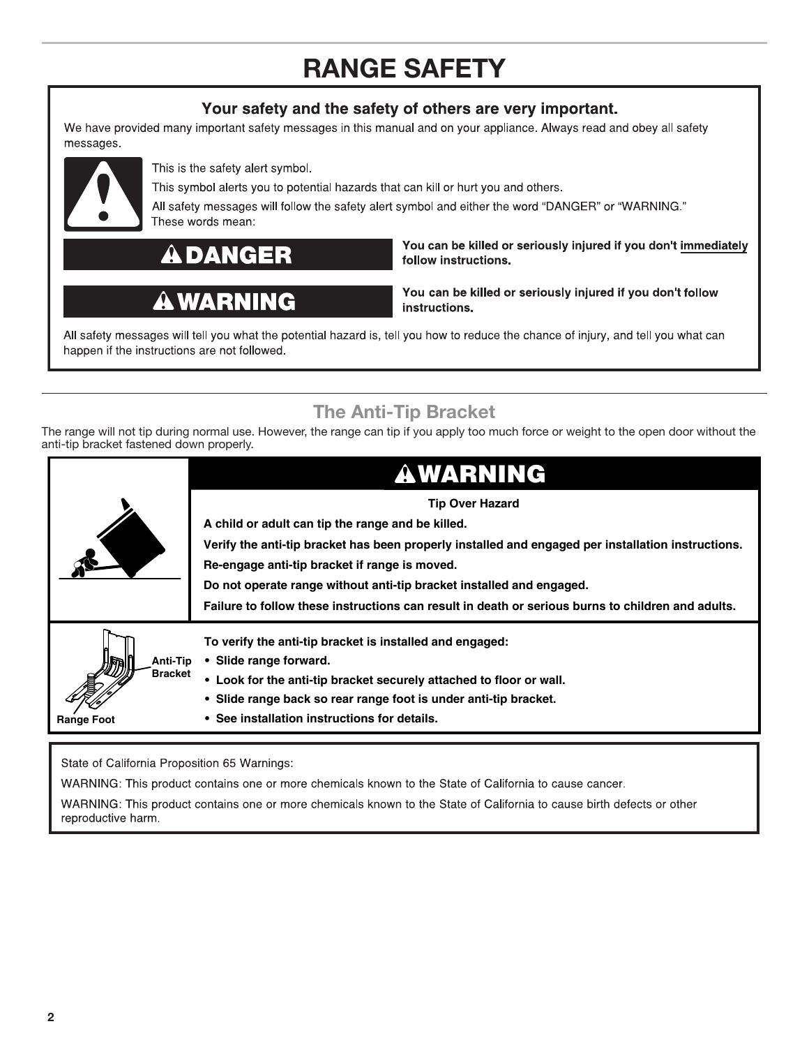# RANGE SAFETY

## Your safety and the safety of others are very important.

We have provided many important safety messages in this manual and on your appliance. Always read and obey all safety messages.

This is the safety alert symbol.

This symbol alerts you to potential hazards that can kill or hurt you and others.

All safety messages will follow the safety alert symbol and either the word "DANGER" or "WARNING." These words mean:

| | |
|---|---|
| **⚠DANGER** | **You can be killed or seriously injured if you don't immediately follow instructions.** |
| **⚠WARNING** | **You can be killed or seriously injured if you don't follow instructions.** |

All safety messages will tell you what the potential hazard is, tell you how to reduce the chance of injury, and tell you what can happen if the instructions are not followed.

## The Anti-Tip Bracket

The range will not tip during normal use. However, the range can tip if you apply too much force or weight to the open door without the anti-tip bracket fastened down properly.

### ⚠WARNING

**Tip Over Hazard**

**A child or adult can tip the range and be killed.**

**Verify the anti-tip bracket has been properly installed and engaged per installation instructions.**

**Re-engage anti-tip bracket if range is moved.**

**Do not operate range without anti-tip bracket installed and engaged.**

**Failure to follow these instructions can result in death or serious burns to children and adults.**

Anti-Tip Bracket

Range Foot

**To verify the anti-tip bracket is installed and engaged:**

- **Slide range forward.**
- **Look for the anti-tip bracket securely attached to floor or wall.**
- **Slide range back so rear range foot is under anti-tip bracket.**
- **See installation instructions for details.**

State of California Proposition 65 Warnings:

WARNING: This product contains one or more chemicals known to the State of California to cause cancer.

WARNING: This product contains one or more chemicals known to the State of California to cause birth defects or other reproductive harm.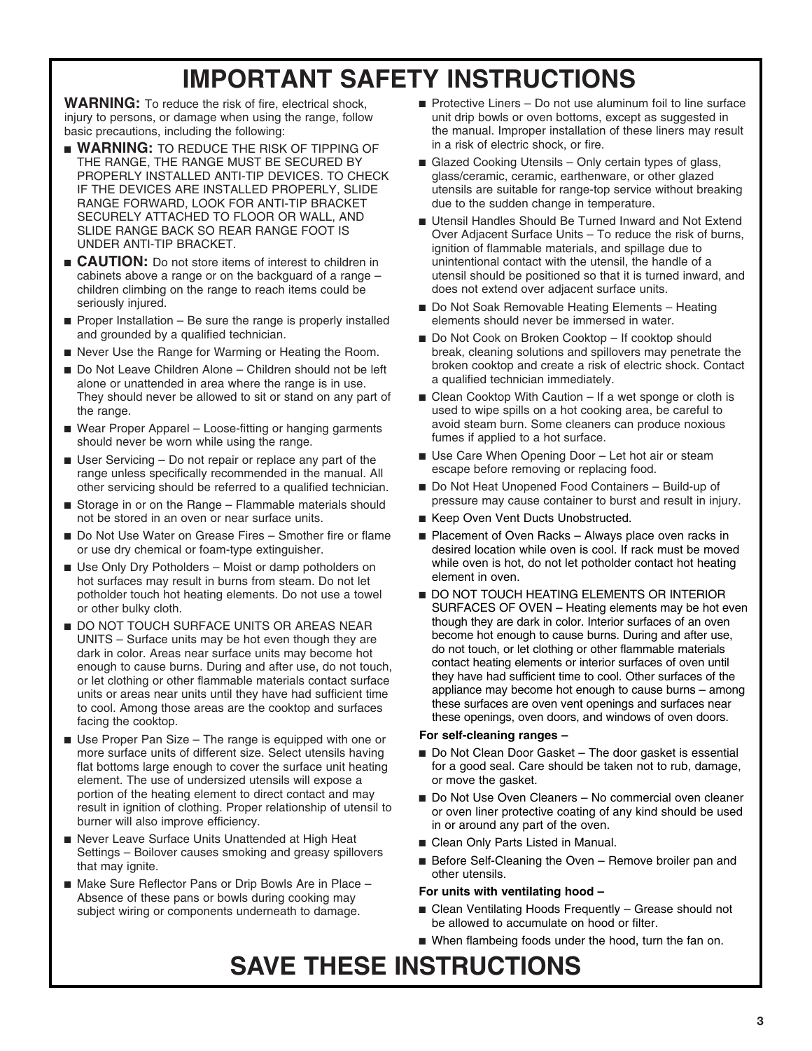# IMPORTANT SAFETY INSTRUCTIONS

**WARNING:** To reduce the risk of fire, electrical shock, injury to persons, or damage when using the range, follow basic precautions, including the following:

- **WARNING:** TO REDUCE THE RISK OF TIPPING OF THE RANGE, THE RANGE MUST BE SECURED BY PROPERLY INSTALLED ANTI-TIP DEVICES. TO CHECK IF THE DEVICES ARE INSTALLED PROPERLY, SLIDE RANGE FORWARD, LOOK FOR ANTI-TIP BRACKET SECURELY ATTACHED TO FLOOR OR WALL, AND SLIDE RANGE BACK SO REAR RANGE FOOT IS UNDER ANTI-TIP BRACKET.
- **CAUTION:** Do not store items of interest to children in cabinets above a range or on the backguard of a range – children climbing on the range to reach items could be seriously injured.
- Proper Installation – Be sure the range is properly installed and grounded by a qualified technician.
- Never Use the Range for Warming or Heating the Room.
- Do Not Leave Children Alone – Children should not be left alone or unattended in area where the range is in use. They should never be allowed to sit or stand on any part of the range.
- Wear Proper Apparel – Loose-fitting or hanging garments should never be worn while using the range.
- User Servicing – Do not repair or replace any part of the range unless specifically recommended in the manual. All other servicing should be referred to a qualified technician.
- Storage in or on the Range – Flammable materials should not be stored in an oven or near surface units.
- Do Not Use Water on Grease Fires – Smother fire or flame or use dry chemical or foam-type extinguisher.
- Use Only Dry Potholders – Moist or damp potholders on hot surfaces may result in burns from steam. Do not let potholder touch hot heating elements. Do not use a towel or other bulky cloth.
- DO NOT TOUCH SURFACE UNITS OR AREAS NEAR UNITS – Surface units may be hot even though they are dark in color. Areas near surface units may become hot enough to cause burns. During and after use, do not touch, or let clothing or other flammable materials contact surface units or areas near units until they have had sufficient time to cool. Among those areas are the cooktop and surfaces facing the cooktop.
- Use Proper Pan Size – The range is equipped with one or more surface units of different size. Select utensils having flat bottoms large enough to cover the surface unit heating element. The use of undersized utensils will expose a portion of the heating element to direct contact and may result in ignition of clothing. Proper relationship of utensil to burner will also improve efficiency.
- Never Leave Surface Units Unattended at High Heat Settings – Boilover causes smoking and greasy spillovers that may ignite.
- Make Sure Reflector Pans or Drip Bowls Are in Place – Absence of these pans or bowls during cooking may subject wiring or components underneath to damage.
- Protective Liners – Do not use aluminum foil to line surface unit drip bowls or oven bottoms, except as suggested in the manual. Improper installation of these liners may result in a risk of electric shock, or fire.
- Glazed Cooking Utensils – Only certain types of glass, glass/ceramic, ceramic, earthenware, or other glazed utensils are suitable for range-top service without breaking due to the sudden change in temperature.
- Utensil Handles Should Be Turned Inward and Not Extend Over Adjacent Surface Units – To reduce the risk of burns, ignition of flammable materials, and spillage due to unintentional contact with the utensil, the handle of a utensil should be positioned so that it is turned inward, and does not extend over adjacent surface units.
- Do Not Soak Removable Heating Elements – Heating elements should never be immersed in water.
- Do Not Cook on Broken Cooktop – If cooktop should break, cleaning solutions and spillovers may penetrate the broken cooktop and create a risk of electric shock. Contact a qualified technician immediately.
- Clean Cooktop With Caution – If a wet sponge or cloth is used to wipe spills on a hot cooking area, be careful to avoid steam burn. Some cleaners can produce noxious fumes if applied to a hot surface.
- Use Care When Opening Door – Let hot air or steam escape before removing or replacing food.
- Do Not Heat Unopened Food Containers – Build-up of pressure may cause container to burst and result in injury.
- Keep Oven Vent Ducts Unobstructed.
- Placement of Oven Racks – Always place oven racks in desired location while oven is cool. If rack must be moved while oven is hot, do not let potholder contact hot heating element in oven.
- DO NOT TOUCH HEATING ELEMENTS OR INTERIOR SURFACES OF OVEN – Heating elements may be hot even though they are dark in color. Interior surfaces of an oven become hot enough to cause burns. During and after use, do not touch, or let clothing or other flammable materials contact heating elements or interior surfaces of oven until they have had sufficient time to cool. Other surfaces of the appliance may become hot enough to cause burns – among these surfaces are oven vent openings and surfaces near these openings, oven doors, and windows of oven doors.

**For self-cleaning ranges –**

- Do Not Clean Door Gasket – The door gasket is essential for a good seal. Care should be taken not to rub, damage, or move the gasket.
- Do Not Use Oven Cleaners – No commercial oven cleaner or oven liner protective coating of any kind should be used in or around any part of the oven.
- Clean Only Parts Listed in Manual.
- Before Self-Cleaning the Oven – Remove broiler pan and other utensils.

**For units with ventilating hood –**

- Clean Ventilating Hoods Frequently – Grease should not be allowed to accumulate on hood or filter.
- When flambeing foods under the hood, turn the fan on.

# SAVE THESE INSTRUCTIONS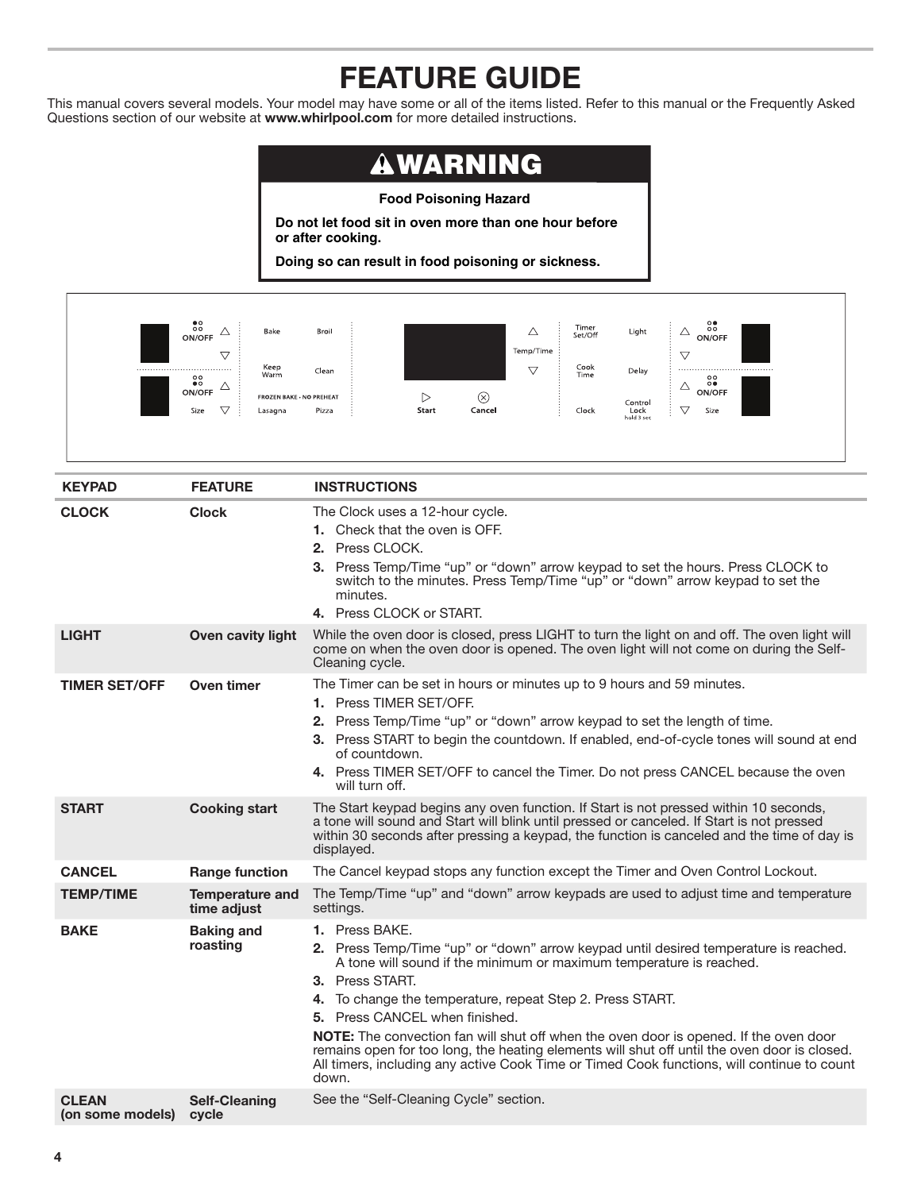# FEATURE GUIDE

This manual covers several models. Your model may have some or all of the items listed. Refer to this manual or the Frequently Asked Questions section of our website at **www.whirlpool.com** for more detailed instructions.

## ⚠WARNING

**Food Poisoning Hazard**

**Do not let food sit in oven more than one hour before or after cooking.**

**Doing so can result in food poisoning or sickness.**

| KEYPAD | FEATURE | INSTRUCTIONS |
|---|---|---|
| **CLOCK** | **Clock** | The Clock uses a 12-hour cycle.<br>**1.** Check that the oven is OFF.<br>**2.** Press CLOCK.<br>**3.** Press Temp/Time "up" or "down" arrow keypad to set the hours. Press CLOCK to switch to the minutes. Press Temp/Time "up" or "down" arrow keypad to set the minutes.<br>**4.** Press CLOCK or START. |
| **LIGHT** | **Oven cavity light** | While the oven door is closed, press LIGHT to turn the light on and off. The oven light will come on when the oven door is opened. The oven light will not come on during the Self-Cleaning cycle. |
| **TIMER SET/OFF** | **Oven timer** | The Timer can be set in hours or minutes up to 9 hours and 59 minutes.<br>**1.** Press TIMER SET/OFF.<br>**2.** Press Temp/Time "up" or "down" arrow keypad to set the length of time.<br>**3.** Press START to begin the countdown. If enabled, end-of-cycle tones will sound at end of countdown.<br>**4.** Press TIMER SET/OFF to cancel the Timer. Do not press CANCEL because the oven will turn off. |
| **START** | **Cooking start** | The Start keypad begins any oven function. If Start is not pressed within 10 seconds, a tone will sound and Start will blink until pressed or canceled. If Start is not pressed within 30 seconds after pressing a keypad, the function is canceled and the time of day is displayed. |
| **CANCEL** | **Range function** | The Cancel keypad stops any function except the Timer and Oven Control Lockout. |
| **TEMP/TIME** | **Temperature and time adjust** | The Temp/Time "up" and "down" arrow keypads are used to adjust time and temperature settings. |
| **BAKE** | **Baking and roasting** | **1.** Press BAKE.<br>**2.** Press Temp/Time "up" or "down" arrow keypad until desired temperature is reached. A tone will sound if the minimum or maximum temperature is reached.<br>**3.** Press START.<br>**4.** To change the temperature, repeat Step 2. Press START.<br>**5.** Press CANCEL when finished.<br>**NOTE:** The convection fan will shut off when the oven door is opened. If the oven door remains open for too long, the heating elements will shut off until the oven door is closed. All timers, including any active Cook Time or Timed Cook functions, will continue to count down. |
| **CLEAN (on some models)** | **Self-Cleaning cycle** | See the "Self-Cleaning Cycle" section. |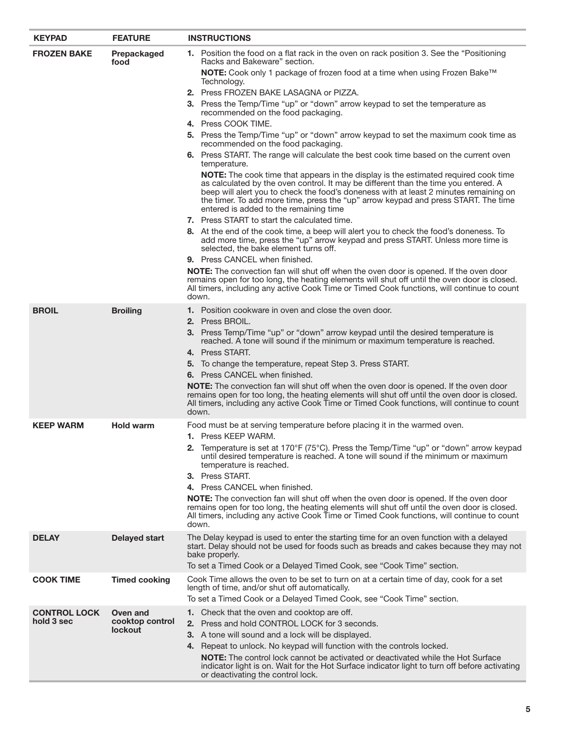| KEYPAD | FEATURE | INSTRUCTIONS |
|---|---|---|
| **FROZEN BAKE** | **Prepackaged food** | **1.** Position the food on a flat rack in the oven on rack position 3. See the "Positioning Racks and Bakeware" section.<br>**NOTE:** Cook only 1 package of frozen food at a time when using Frozen Bake™ Technology.<br>**2.** Press FROZEN BAKE LASAGNA or PIZZA.<br>**3.** Press the Temp/Time "up" or "down" arrow keypad to set the temperature as recommended on the food packaging.<br>**4.** Press COOK TIME.<br>**5.** Press the Temp/Time "up" or "down" arrow keypad to set the maximum cook time as recommended on the food packaging.<br>**6.** Press START. The range will calculate the best cook time based on the current oven temperature.<br>**NOTE:** The cook time that appears in the display is the estimated required cook time as calculated by the oven control. It may be different than the time you entered. A beep will alert you to check the food's doneness with at least 2 minutes remaining on the timer. To add more time, press the "up" arrow keypad and press START. The time entered is added to the remaining time<br>**7.** Press START to start the calculated time.<br>**8.** At the end of the cook time, a beep will alert you to check the food's doneness. To add more time, press the "up" arrow keypad and press START. Unless more time is selected, the bake element turns off.<br>**9.** Press CANCEL when finished.<br>**NOTE:** The convection fan will shut off when the oven door is opened. If the oven door remains open for too long, the heating elements will shut off until the oven door is closed. All timers, including any active Cook Time or Timed Cook functions, will continue to count down. |
| **BROIL** | **Broiling** | **1.** Position cookware in oven and close the oven door.<br>**2.** Press BROIL.<br>**3.** Press Temp/Time "up" or "down" arrow keypad until the desired temperature is reached. A tone will sound if the minimum or maximum temperature is reached.<br>**4.** Press START.<br>**5.** To change the temperature, repeat Step 3. Press START.<br>**6.** Press CANCEL when finished.<br>**NOTE:** The convection fan will shut off when the oven door is opened. If the oven door remains open for too long, the heating elements will shut off until the oven door is closed. All timers, including any active Cook Time or Timed Cook functions, will continue to count down. |
| **KEEP WARM** | **Hold warm** | Food must be at serving temperature before placing it in the warmed oven.<br>**1.** Press KEEP WARM.<br>**2.** Temperature is set at 170°F (75°C). Press the Temp/Time "up" or "down" arrow keypad until desired temperature is reached. A tone will sound if the minimum or maximum temperature is reached.<br>**3.** Press START.<br>**4.** Press CANCEL when finished.<br>**NOTE:** The convection fan will shut off when the oven door is opened. If the oven door remains open for too long, the heating elements will shut off until the oven door is closed. All timers, including any active Cook Time or Timed Cook functions, will continue to count down. |
| **DELAY** | **Delayed start** | The Delay keypad is used to enter the starting time for an oven function with a delayed start. Delay should not be used for foods such as breads and cakes because they may not bake properly.<br>To set a Timed Cook or a Delayed Timed Cook, see "Cook Time" section. |
| **COOK TIME** | **Timed cooking** | Cook Time allows the oven to be set to turn on at a certain time of day, cook for a set length of time, and/or shut off automatically.<br>To set a Timed Cook or a Delayed Timed Cook, see "Cook Time" section. |
| **CONTROL LOCK hold 3 sec** | **Oven and cooktop control lockout** | **1.** Check that the oven and cooktop are off.<br>**2.** Press and hold CONTROL LOCK for 3 seconds.<br>**3.** A tone will sound and a lock will be displayed.<br>**4.** Repeat to unlock. No keypad will function with the controls locked.<br>**NOTE:** The control lock cannot be activated or deactivated while the Hot Surface indicator light is on. Wait for the Hot Surface indicator light to turn off before activating or deactivating the control lock. |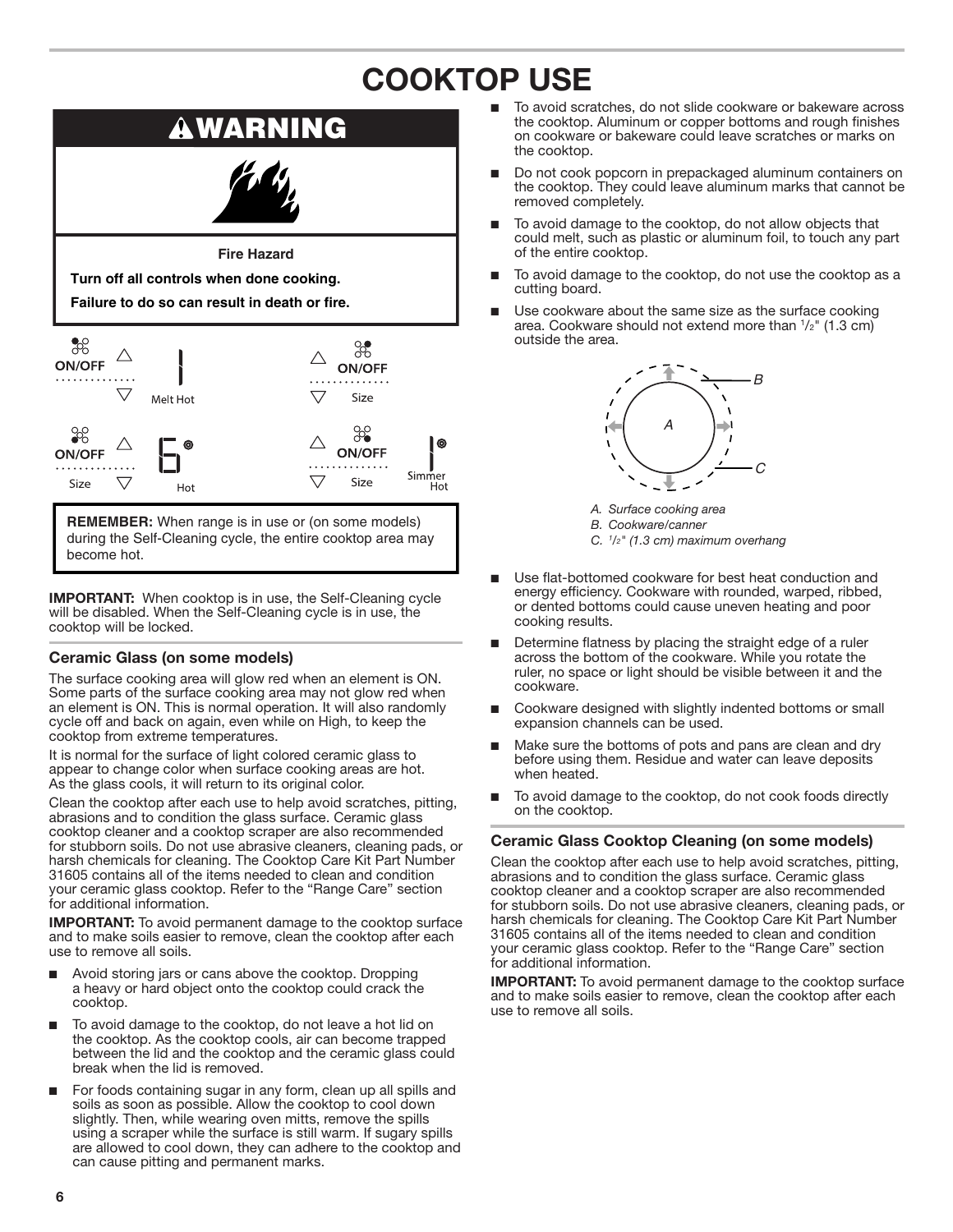# COOKTOP USE

## ⚠WARNING

**Fire Hazard**

**Turn off all controls when done cooking.**

**Failure to do so can result in death or fire.**

ON/OFF Melt Hot

ON/OFF Size

ON/OFF Size Hot

ON/OFF Size Simmer Hot

**REMEMBER:** When range is in use or (on some models) during the Self-Cleaning cycle, the entire cooktop area may become hot.

**IMPORTANT:** When cooktop is in use, the Self-Cleaning cycle will be disabled. When the Self-Cleaning cycle is in use, the cooktop will be locked.

### Ceramic Glass (on some models)

The surface cooking area will glow red when an element is ON. Some parts of the surface cooking area may not glow red when an element is ON. This is normal operation. It will also randomly cycle off and back on again, even while on High, to keep the cooktop from extreme temperatures.

It is normal for the surface of light colored ceramic glass to appear to change color when surface cooking areas are hot. As the glass cools, it will return to its original color.

Clean the cooktop after each use to help avoid scratches, pitting, abrasions and to condition the glass surface. Ceramic glass cooktop cleaner and a cooktop scraper are also recommended for stubborn soils. Do not use abrasive cleaners, cleaning pads, or harsh chemicals for cleaning. The Cooktop Care Kit Part Number 31605 contains all of the items needed to clean and condition your ceramic glass cooktop. Refer to the "Range Care" section for additional information.

**IMPORTANT:** To avoid permanent damage to the cooktop surface and to make soils easier to remove, clean the cooktop after each use to remove all soils.

- Avoid storing jars or cans above the cooktop. Dropping a heavy or hard object onto the cooktop could crack the cooktop.
- To avoid damage to the cooktop, do not leave a hot lid on the cooktop. As the cooktop cools, air can become trapped between the lid and the cooktop and the ceramic glass could break when the lid is removed.
- For foods containing sugar in any form, clean up all spills and soils as soon as possible. Allow the cooktop to cool down slightly. Then, while wearing oven mitts, remove the spills using a scraper while the surface is still warm. If sugary spills are allowed to cool down, they can adhere to the cooktop and can cause pitting and permanent marks.
- To avoid scratches, do not slide cookware or bakeware across the cooktop. Aluminum or copper bottoms and rough finishes on cookware or bakeware could leave scratches or marks on the cooktop.
- Do not cook popcorn in prepackaged aluminum containers on the cooktop. They could leave aluminum marks that cannot be removed completely.
- To avoid damage to the cooktop, do not allow objects that could melt, such as plastic or aluminum foil, to touch any part of the entire cooktop.
- To avoid damage to the cooktop, do not use the cooktop as a cutting board.
- Use cookware about the same size as the surface cooking area. Cookware should not extend more than 1/2" (1.3 cm) outside the area.

*A. Surface cooking area*
*B. Cookware/canner*
*C. 1/2" (1.3 cm) maximum overhang*

- Use flat-bottomed cookware for best heat conduction and energy efficiency. Cookware with rounded, warped, ribbed, or dented bottoms could cause uneven heating and poor cooking results.
- Determine flatness by placing the straight edge of a ruler across the bottom of the cookware. While you rotate the ruler, no space or light should be visible between it and the cookware.
- Cookware designed with slightly indented bottoms or small expansion channels can be used.
- Make sure the bottoms of pots and pans are clean and dry before using them. Residue and water can leave deposits when heated.
- To avoid damage to the cooktop, do not cook foods directly on the cooktop.

### Ceramic Glass Cooktop Cleaning (on some models)

Clean the cooktop after each use to help avoid scratches, pitting, abrasions and to condition the glass surface. Ceramic glass cooktop cleaner and a cooktop scraper are also recommended for stubborn soils. Do not use abrasive cleaners, cleaning pads, or harsh chemicals for cleaning. The Cooktop Care Kit Part Number 31605 contains all of the items needed to clean and condition your ceramic glass cooktop. Refer to the "Range Care" section for additional information.

**IMPORTANT:** To avoid permanent damage to the cooktop surface and to make soils easier to remove, clean the cooktop after each use to remove all soils.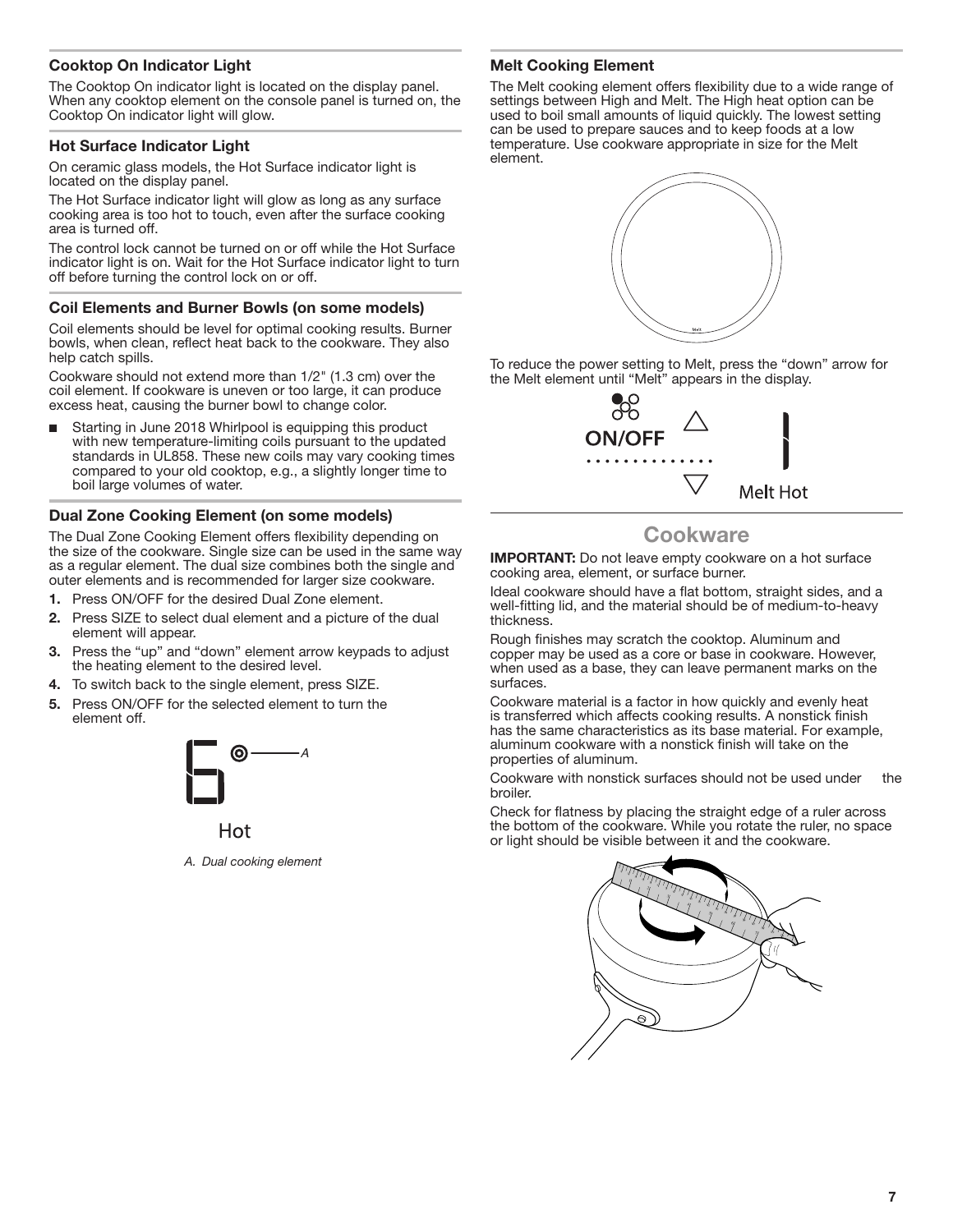### Cooktop On Indicator Light

The Cooktop On indicator light is located on the display panel. When any cooktop element on the console panel is turned on, the Cooktop On indicator light will glow.

### Hot Surface Indicator Light

On ceramic glass models, the Hot Surface indicator light is located on the display panel.

The Hot Surface indicator light will glow as long as any surface cooking area is too hot to touch, even after the surface cooking area is turned off.

The control lock cannot be turned on or off while the Hot Surface indicator light is on. Wait for the Hot Surface indicator light to turn off before turning the control lock on or off.

### Coil Elements and Burner Bowls (on some models)

Coil elements should be level for optimal cooking results. Burner bowls, when clean, reflect heat back to the cookware. They also help catch spills.

Cookware should not extend more than 1/2" (1.3 cm) over the coil element. If cookware is uneven or too large, it can produce excess heat, causing the burner bowl to change color.

- Starting in June 2018 Whirlpool is equipping this product with new temperature-limiting coils pursuant to the updated standards in UL858. These new coils may vary cooking times compared to your old cooktop, e.g., a slightly longer time to boil large volumes of water.

### Dual Zone Cooking Element (on some models)

The Dual Zone Cooking Element offers flexibility depending on the size of the cookware. Single size can be used in the same way as a regular element. The dual size combines both the single and outer elements and is recommended for larger size cookware.

1. Press ON/OFF for the desired Dual Zone element.
2. Press SIZE to select dual element and a picture of the dual element will appear.
3. Press the "up" and "down" element arrow keypads to adjust the heating element to the desired level.
4. To switch back to the single element, press SIZE.
5. Press ON/OFF for the selected element to turn the element off.

Hot

*A. Dual cooking element*

### Melt Cooking Element

The Melt cooking element offers flexibility due to a wide range of settings between High and Melt. The High heat option can be used to boil small amounts of liquid quickly. The lowest setting can be used to prepare sauces and to keep foods at a low temperature. Use cookware appropriate in size for the Melt element.

To reduce the power setting to Melt, press the "down" arrow for the Melt element until "Melt" appears in the display.

ON/OFF

Melt Hot

## Cookware

**IMPORTANT:** Do not leave empty cookware on a hot surface cooking area, element, or surface burner.

Ideal cookware should have a flat bottom, straight sides, and a well-fitting lid, and the material should be of medium-to-heavy thickness.

Rough finishes may scratch the cooktop. Aluminum and copper may be used as a core or base in cookware. However, when used as a base, they can leave permanent marks on the surfaces.

Cookware material is a factor in how quickly and evenly heat is transferred which affects cooking results. A nonstick finish has the same characteristics as its base material. For example, aluminum cookware with a nonstick finish will take on the properties of aluminum.

Cookware with nonstick surfaces should not be used under the broiler.

Check for flatness by placing the straight edge of a ruler across the bottom of the cookware. While you rotate the ruler, no space or light should be visible between it and the cookware.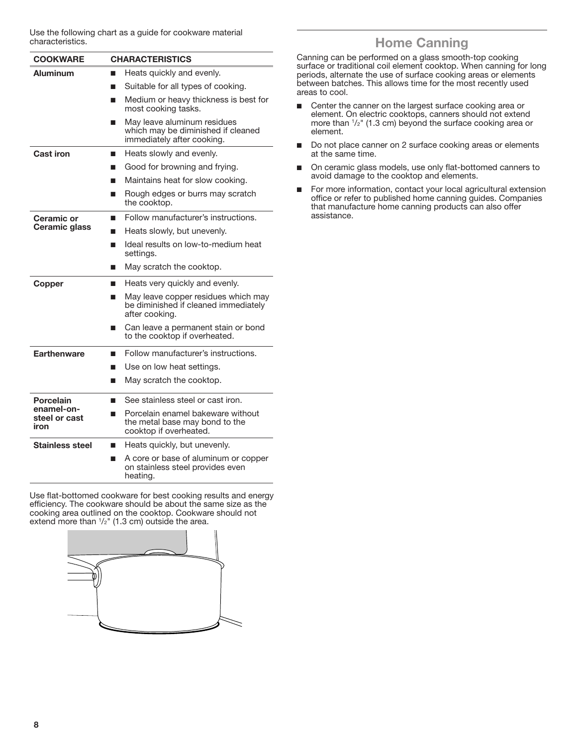Use the following chart as a guide for cookware material characteristics.

| COOKWARE | CHARACTERISTICS |
|---|---|
| **Aluminum** | ■ Heats quickly and evenly.<br>■ Suitable for all types of cooking.<br>■ Medium or heavy thickness is best for most cooking tasks.<br>■ May leave aluminum residues which may be diminished if cleaned immediately after cooking. |
| **Cast iron** | ■ Heats slowly and evenly.<br>■ Good for browning and frying.<br>■ Maintains heat for slow cooking.<br>■ Rough edges or burrs may scratch the cooktop. |
| **Ceramic or Ceramic glass** | ■ Follow manufacturer's instructions.<br>■ Heats slowly, but unevenly.<br>■ Ideal results on low-to-medium heat settings.<br>■ May scratch the cooktop. |
| **Copper** | ■ Heats very quickly and evenly.<br>■ May leave copper residues which may be diminished if cleaned immediately after cooking.<br>■ Can leave a permanent stain or bond to the cooktop if overheated. |
| **Earthenware** | ■ Follow manufacturer's instructions.<br>■ Use on low heat settings.<br>■ May scratch the cooktop. |
| **Porcelain enamel-on-steel or cast iron** | ■ See stainless steel or cast iron.<br>■ Porcelain enamel bakeware without the metal base may bond to the cooktop if overheated. |
| **Stainless steel** | ■ Heats quickly, but unevenly.<br>■ A core or base of aluminum or copper on stainless steel provides even heating. |

Use flat-bottomed cookware for best cooking results and energy efficiency. The cookware should be about the same size as the cooking area outlined on the cooktop. Cookware should not extend more than 1/2" (1.3 cm) outside the area.

## Home Canning

Canning can be performed on a glass smooth-top cooking surface or traditional coil element cooktop. When canning for long periods, alternate the use of surface cooking areas or elements between batches. This allows time for the most recently used areas to cool.

- Center the canner on the largest surface cooking area or element. On electric cooktops, canners should not extend more than 1/2" (1.3 cm) beyond the surface cooking area or element.
- Do not place canner on 2 surface cooking areas or elements at the same time.
- On ceramic glass models, use only flat-bottomed canners to avoid damage to the cooktop and elements.
- For more information, contact your local agricultural extension office or refer to published home canning guides. Companies that manufacture home canning products can also offer assistance.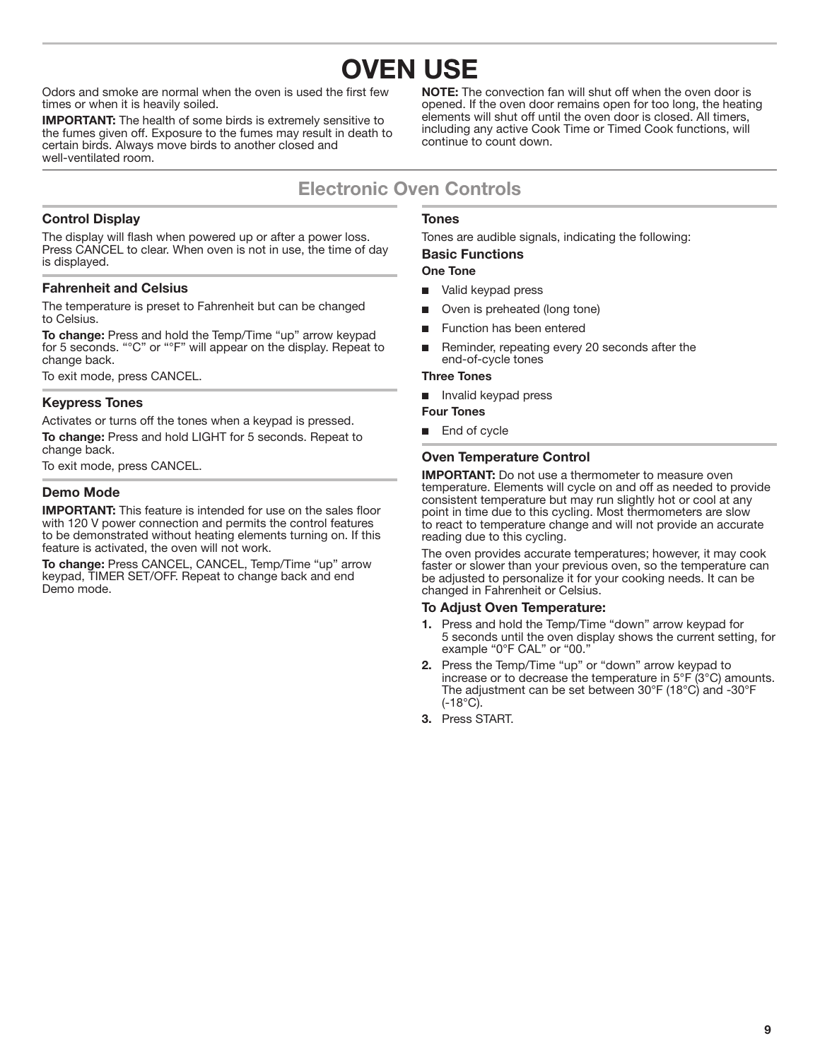# OVEN USE

Odors and smoke are normal when the oven is used the first few times or when it is heavily soiled.

**IMPORTANT:** The health of some birds is extremely sensitive to the fumes given off. Exposure to the fumes may result in death to certain birds. Always move birds to another closed and well-ventilated room.

**NOTE:** The convection fan will shut off when the oven door is opened. If the oven door remains open for too long, the heating elements will shut off until the oven door is closed. All timers, including any active Cook Time or Timed Cook functions, will continue to count down.

## Electronic Oven Controls

### Control Display

The display will flash when powered up or after a power loss. Press CANCEL to clear. When oven is not in use, the time of day is displayed.

### Fahrenheit and Celsius

The temperature is preset to Fahrenheit but can be changed to Celsius.

**To change:** Press and hold the Temp/Time "up" arrow keypad for 5 seconds. "°C" or "°F" will appear on the display. Repeat to change back.

To exit mode, press CANCEL.

### Keypress Tones

Activates or turns off the tones when a keypad is pressed.

**To change:** Press and hold LIGHT for 5 seconds. Repeat to change back.

To exit mode, press CANCEL.

### Demo Mode

**IMPORTANT:** This feature is intended for use on the sales floor with 120 V power connection and permits the control features to be demonstrated without heating elements turning on. If this feature is activated, the oven will not work.

**To change:** Press CANCEL, CANCEL, Temp/Time "up" arrow keypad, TIMER SET/OFF. Repeat to change back and end Demo mode.

### Tones

Tones are audible signals, indicating the following:

**Basic Functions**

**One Tone**

- Valid keypad press
- Oven is preheated (long tone)
- Function has been entered
- Reminder, repeating every 20 seconds after the end-of-cycle tones

**Three Tones**

- Invalid keypad press

**Four Tones**

- End of cycle

### Oven Temperature Control

**IMPORTANT:** Do not use a thermometer to measure oven temperature. Elements will cycle on and off as needed to provide consistent temperature but may run slightly hot or cool at any point in time due to this cycling. Most thermometers are slow to react to temperature change and will not provide an accurate reading due to this cycling.

The oven provides accurate temperatures; however, it may cook faster or slower than your previous oven, so the temperature can be adjusted to personalize it for your cooking needs. It can be changed in Fahrenheit or Celsius.

**To Adjust Oven Temperature:**

1. Press and hold the Temp/Time "down" arrow keypad for 5 seconds until the oven display shows the current setting, for example "0°F CAL" or "00."
2. Press the Temp/Time "up" or "down" arrow keypad to increase or to decrease the temperature in 5°F (3°C) amounts. The adjustment can be set between 30°F (18°C) and -30°F (-18°C).
3. Press START.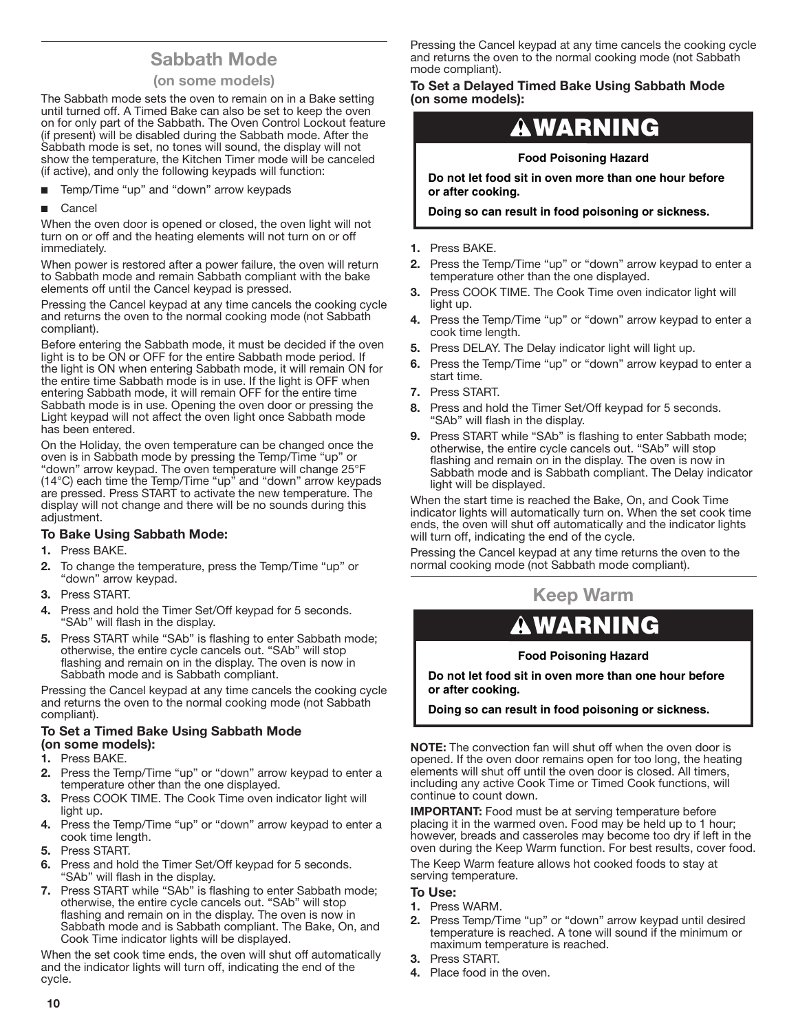## Sabbath Mode

### (on some models)

The Sabbath mode sets the oven to remain on in a Bake setting until turned off. A Timed Bake can also be set to keep the oven on for only part of the Sabbath. The Oven Control Lockout feature (if present) will be disabled during the Sabbath mode. After the Sabbath mode is set, no tones will sound, the display will not show the temperature, the Kitchen Timer mode will be canceled (if active), and only the following keypads will function:

- Temp/Time "up" and "down" arrow keypads
- Cancel

When the oven door is opened or closed, the oven light will not turn on or off and the heating elements will not turn on or off immediately.

When power is restored after a power failure, the oven will return to Sabbath mode and remain Sabbath compliant with the bake elements off until the Cancel keypad is pressed.

Pressing the Cancel keypad at any time cancels the cooking cycle and returns the oven to the normal cooking mode (not Sabbath compliant).

Before entering the Sabbath mode, it must be decided if the oven light is to be ON or OFF for the entire Sabbath mode period. If the light is ON when entering Sabbath mode, it will remain ON for the entire time Sabbath mode is in use. If the light is OFF when entering Sabbath mode, it will remain OFF for the entire time Sabbath mode is in use. Opening the oven door or pressing the Light keypad will not affect the oven light once Sabbath mode has been entered.

On the Holiday, the oven temperature can be changed once the oven is in Sabbath mode by pressing the Temp/Time "up" or "down" arrow keypad. The oven temperature will change 25°F (14°C) each time the Temp/Time "up" and "down" arrow keypads are pressed. Press START to activate the new temperature. The display will not change and there will be no sounds during this adjustment.

#### To Bake Using Sabbath Mode:

1. Press BAKE.
2. To change the temperature, press the Temp/Time "up" or "down" arrow keypad.
3. Press START.
4. Press and hold the Timer Set/Off keypad for 5 seconds. "SAb" will flash in the display.
5. Press START while "SAb" is flashing to enter Sabbath mode; otherwise, the entire cycle cancels out. "SAb" will stop flashing and remain on in the display. The oven is now in Sabbath mode and is Sabbath compliant.

Pressing the Cancel keypad at any time cancels the cooking cycle and returns the oven to the normal cooking mode (not Sabbath compliant).

#### To Set a Timed Bake Using Sabbath Mode (on some models):

1. Press BAKE.
2. Press the Temp/Time "up" or "down" arrow keypad to enter a temperature other than the one displayed.
3. Press COOK TIME. The Cook Time oven indicator light will light up.
4. Press the Temp/Time "up" or "down" arrow keypad to enter a cook time length.
5. Press START.
6. Press and hold the Timer Set/Off keypad for 5 seconds. "SAb" will flash in the display.
7. Press START while "SAb" is flashing to enter Sabbath mode; otherwise, the entire cycle cancels out. "SAb" will stop flashing and remain on in the display. The oven is now in Sabbath mode and is Sabbath compliant. The Bake, On, and Cook Time indicator lights will be displayed.

When the set cook time ends, the oven will shut off automatically and the indicator lights will turn off, indicating the end of the cycle.

Pressing the Cancel keypad at any time cancels the cooking cycle and returns the oven to the normal cooking mode (not Sabbath mode compliant).

#### To Set a Delayed Timed Bake Using Sabbath Mode (on some models):

**⚠WARNING**

**Food Poisoning Hazard**

**Do not let food sit in oven more than one hour before or after cooking.**

**Doing so can result in food poisoning or sickness.**

1. Press BAKE.
2. Press the Temp/Time "up" or "down" arrow keypad to enter a temperature other than the one displayed.
3. Press COOK TIME. The Cook Time oven indicator light will light up.
4. Press the Temp/Time "up" or "down" arrow keypad to enter a cook time length.
5. Press DELAY. The Delay indicator light will light up.
6. Press the Temp/Time "up" or "down" arrow keypad to enter a start time.
7. Press START.
8. Press and hold the Timer Set/Off keypad for 5 seconds. "SAb" will flash in the display.
9. Press START while "SAb" is flashing to enter Sabbath mode; otherwise, the entire cycle cancels out. "SAb" will stop flashing and remain on in the display. The oven is now in Sabbath mode and is Sabbath compliant. The Delay indicator light will be displayed.

When the start time is reached the Bake, On, and Cook Time indicator lights will automatically turn on. When the set cook time ends, the oven will shut off automatically and the indicator lights will turn off, indicating the end of the cycle.

Pressing the Cancel keypad at any time returns the oven to the normal cooking mode (not Sabbath mode compliant).

## Keep Warm

**⚠WARNING**

**Food Poisoning Hazard**

**Do not let food sit in oven more than one hour before or after cooking.**

**Doing so can result in food poisoning or sickness.**

**NOTE:** The convection fan will shut off when the oven door is opened. If the oven door remains open for too long, the heating elements will shut off until the oven door is closed. All timers, including any active Cook Time or Timed Cook functions, will continue to count down.

**IMPORTANT:** Food must be at serving temperature before placing it in the warmed oven. Food may be held up to 1 hour; however, breads and casseroles may become too dry if left in the oven during the Keep Warm function. For best results, cover food.

The Keep Warm feature allows hot cooked foods to stay at serving temperature.

#### To Use:

1. Press WARM.
2. Press Temp/Time "up" or "down" arrow keypad until desired temperature is reached. A tone will sound if the minimum or maximum temperature is reached.
3. Press START.
4. Place food in the oven.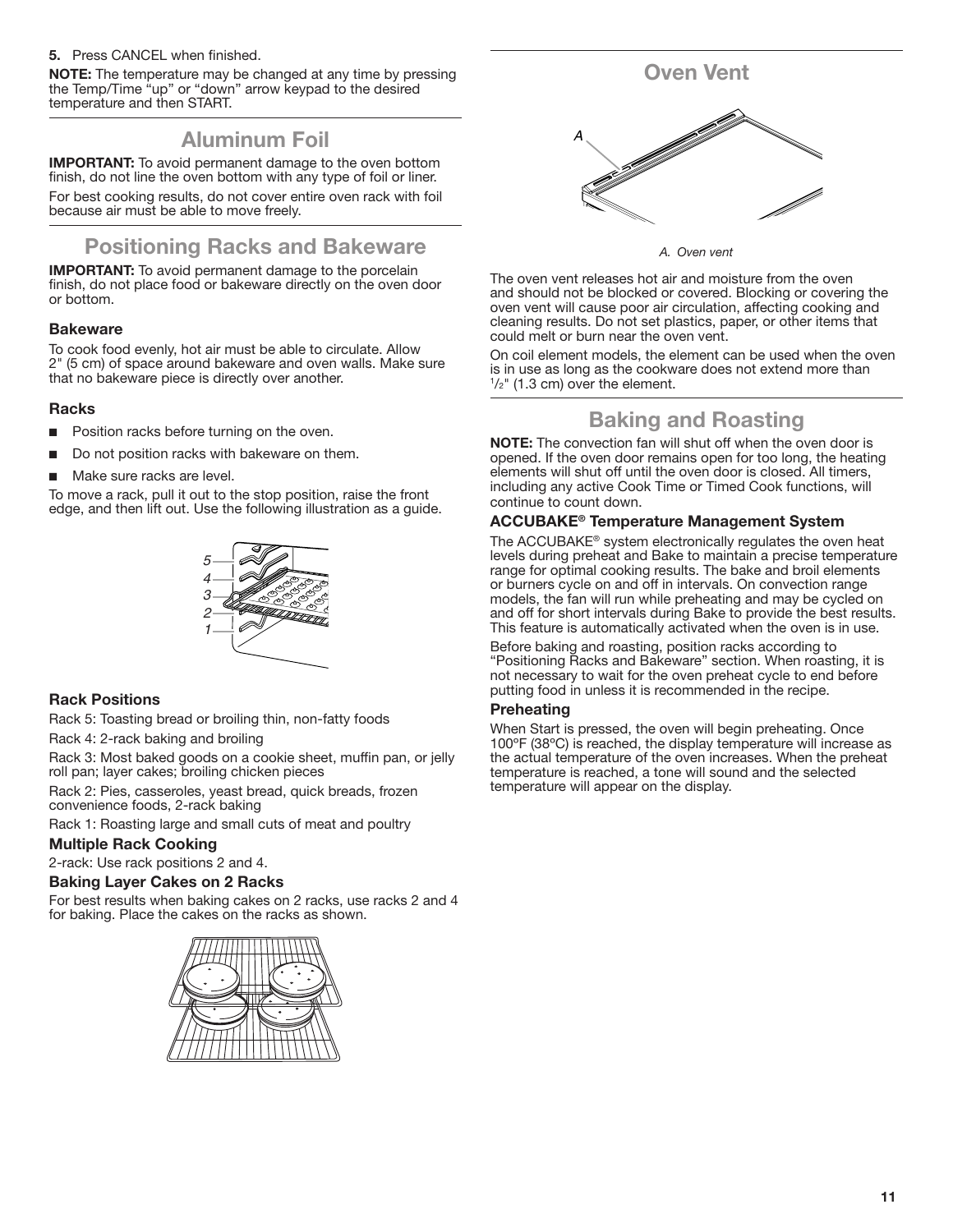**5.** Press CANCEL when finished.

**NOTE:** The temperature may be changed at any time by pressing the Temp/Time "up" or "down" arrow keypad to the desired temperature and then START.

## Aluminum Foil

**IMPORTANT:** To avoid permanent damage to the oven bottom finish, do not line the oven bottom with any type of foil or liner.

For best cooking results, do not cover entire oven rack with foil because air must be able to move freely.

## Positioning Racks and Bakeware

**IMPORTANT:** To avoid permanent damage to the porcelain finish, do not place food or bakeware directly on the oven door or bottom.

### Bakeware

To cook food evenly, hot air must be able to circulate. Allow 2" (5 cm) of space around bakeware and oven walls. Make sure that no bakeware piece is directly over another.

### Racks

- Position racks before turning on the oven.
- Do not position racks with bakeware on them.
- Make sure racks are level.

To move a rack, pull it out to the stop position, raise the front edge, and then lift out. Use the following illustration as a guide.

### Rack Positions

Rack 5: Toasting bread or broiling thin, non-fatty foods

Rack 4: 2-rack baking and broiling

Rack 3: Most baked goods on a cookie sheet, muffin pan, or jelly roll pan; layer cakes; broiling chicken pieces

Rack 2: Pies, casseroles, yeast bread, quick breads, frozen convenience foods, 2-rack baking

Rack 1: Roasting large and small cuts of meat and poultry

### Multiple Rack Cooking

2-rack: Use rack positions 2 and 4.

### Baking Layer Cakes on 2 Racks

For best results when baking cakes on 2 racks, use racks 2 and 4 for baking. Place the cakes on the racks as shown.

## Oven Vent

*A. Oven vent*

The oven vent releases hot air and moisture from the oven and should not be blocked or covered. Blocking or covering the oven vent will cause poor air circulation, affecting cooking and cleaning results. Do not set plastics, paper, or other items that could melt or burn near the oven vent.

On coil element models, the element can be used when the oven is in use as long as the cookware does not extend more than 1/2" (1.3 cm) over the element.

## Baking and Roasting

**NOTE:** The convection fan will shut off when the oven door is opened. If the oven door remains open for too long, the heating elements will shut off until the oven door is closed. All timers, including any active Cook Time or Timed Cook functions, will continue to count down.

### ACCUBAKE® Temperature Management System

The ACCUBAKE® system electronically regulates the oven heat levels during preheat and Bake to maintain a precise temperature range for optimal cooking results. The bake and broil elements or burners cycle on and off in intervals. On convection range models, the fan will run while preheating and may be cycled on and off for short intervals during Bake to provide the best results. This feature is automatically activated when the oven is in use.

Before baking and roasting, position racks according to "Positioning Racks and Bakeware" section. When roasting, it is not necessary to wait for the oven preheat cycle to end before putting food in unless it is recommended in the recipe.

### Preheating

When Start is pressed, the oven will begin preheating. Once 100°F (38°C) is reached, the display temperature will increase as the actual temperature of the oven increases. When the preheat temperature is reached, a tone will sound and the selected temperature will appear on the display.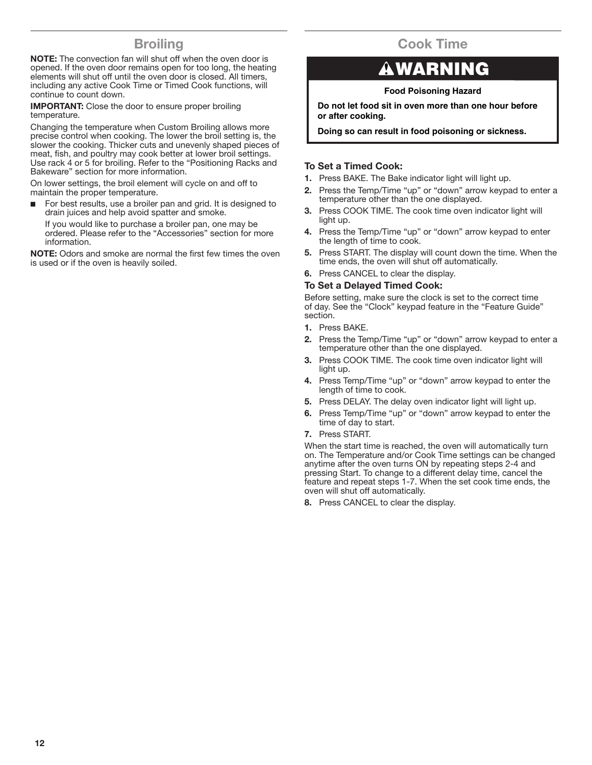## Broiling

**NOTE:** The convection fan will shut off when the oven door is opened. If the oven door remains open for too long, the heating elements will shut off until the oven door is closed. All timers, including any active Cook Time or Timed Cook functions, will continue to count down.

**IMPORTANT:** Close the door to ensure proper broiling temperature.

Changing the temperature when Custom Broiling allows more precise control when cooking. The lower the broil setting is, the slower the cooking. Thicker cuts and unevenly shaped pieces of meat, fish, and poultry may cook better at lower broil settings. Use rack 4 or 5 for broiling. Refer to the "Positioning Racks and Bakeware" section for more information.

On lower settings, the broil element will cycle on and off to maintain the proper temperature.

- For best results, use a broiler pan and grid. It is designed to drain juices and help avoid spatter and smoke.

  If you would like to purchase a broiler pan, one may be ordered. Please refer to the "Accessories" section for more information.

**NOTE:** Odors and smoke are normal the first few times the oven is used or if the oven is heavily soiled.

## Cook Time

**⚠WARNING**

**Food Poisoning Hazard**

**Do not let food sit in oven more than one hour before or after cooking.**

**Doing so can result in food poisoning or sickness.**

### To Set a Timed Cook:

1. Press BAKE. The Bake indicator light will light up.
2. Press the Temp/Time "up" or "down" arrow keypad to enter a temperature other than the one displayed.
3. Press COOK TIME. The cook time oven indicator light will light up.
4. Press the Temp/Time "up" or "down" arrow keypad to enter the length of time to cook.
5. Press START. The display will count down the time. When the time ends, the oven will shut off automatically.
6. Press CANCEL to clear the display.

### To Set a Delayed Timed Cook:

Before setting, make sure the clock is set to the correct time of day. See the "Clock" keypad feature in the "Feature Guide" section.

1. Press BAKE.
2. Press the Temp/Time "up" or "down" arrow keypad to enter a temperature other than the one displayed.
3. Press COOK TIME. The cook time oven indicator light will light up.
4. Press Temp/Time "up" or "down" arrow keypad to enter the length of time to cook.
5. Press DELAY. The delay oven indicator light will light up.
6. Press Temp/Time "up" or "down" arrow keypad to enter the time of day to start.
7. Press START.

When the start time is reached, the oven will automatically turn on. The Temperature and/or Cook Time settings can be changed anytime after the oven turns ON by repeating steps 2-4 and pressing Start. To change to a different delay time, cancel the feature and repeat steps 1-7. When the set cook time ends, the oven will shut off automatically.

8. Press CANCEL to clear the display.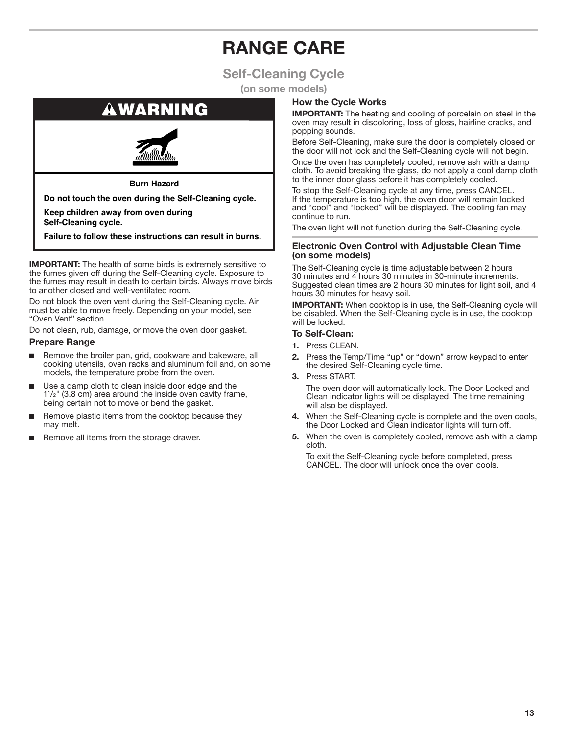# RANGE CARE

## Self-Cleaning Cycle

**(on some models)**

**⚠WARNING**

**Burn Hazard**

**Do not touch the oven during the Self-Cleaning cycle.**

**Keep children away from oven during Self-Cleaning cycle.**

**Failure to follow these instructions can result in burns.**

**IMPORTANT:** The health of some birds is extremely sensitive to the fumes given off during the Self-Cleaning cycle. Exposure to the fumes may result in death to certain birds. Always move birds to another closed and well-ventilated room.

Do not block the oven vent during the Self-Cleaning cycle. Air must be able to move freely. Depending on your model, see "Oven Vent" section.

Do not clean, rub, damage, or move the oven door gasket.

### Prepare Range

- Remove the broiler pan, grid, cookware and bakeware, all cooking utensils, oven racks and aluminum foil and, on some models, the temperature probe from the oven.
- Use a damp cloth to clean inside door edge and the 1½" (3.8 cm) area around the inside oven cavity frame, being certain not to move or bend the gasket.
- Remove plastic items from the cooktop because they may melt.
- Remove all items from the storage drawer.

### How the Cycle Works

**IMPORTANT:** The heating and cooling of porcelain on steel in the oven may result in discoloring, loss of gloss, hairline cracks, and popping sounds.

Before Self-Cleaning, make sure the door is completely closed or the door will not lock and the Self-Cleaning cycle will not begin.

Once the oven has completely cooled, remove ash with a damp cloth. To avoid breaking the glass, do not apply a cool damp cloth to the inner door glass before it has completely cooled.

To stop the Self-Cleaning cycle at any time, press CANCEL. If the temperature is too high, the oven door will remain locked and "cool" and "locked" will be displayed. The cooling fan may continue to run.

The oven light will not function during the Self-Cleaning cycle.

### Electronic Oven Control with Adjustable Clean Time (on some models)

The Self-Cleaning cycle is time adjustable between 2 hours 30 minutes and 4 hours 30 minutes in 30-minute increments. Suggested clean times are 2 hours 30 minutes for light soil, and 4 hours 30 minutes for heavy soil.

**IMPORTANT:** When cooktop is in use, the Self-Cleaning cycle will be disabled. When the Self-Cleaning cycle is in use, the cooktop will be locked.

#### To Self-Clean:

1. Press CLEAN.
2. Press the Temp/Time "up" or "down" arrow keypad to enter the desired Self-Cleaning cycle time.
3. Press START.

   The oven door will automatically lock. The Door Locked and Clean indicator lights will be displayed. The time remaining will also be displayed.
4. When the Self-Cleaning cycle is complete and the oven cools, the Door Locked and Clean indicator lights will turn off.
5. When the oven is completely cooled, remove ash with a damp cloth.

   To exit the Self-Cleaning cycle before completed, press CANCEL. The door will unlock once the oven cools.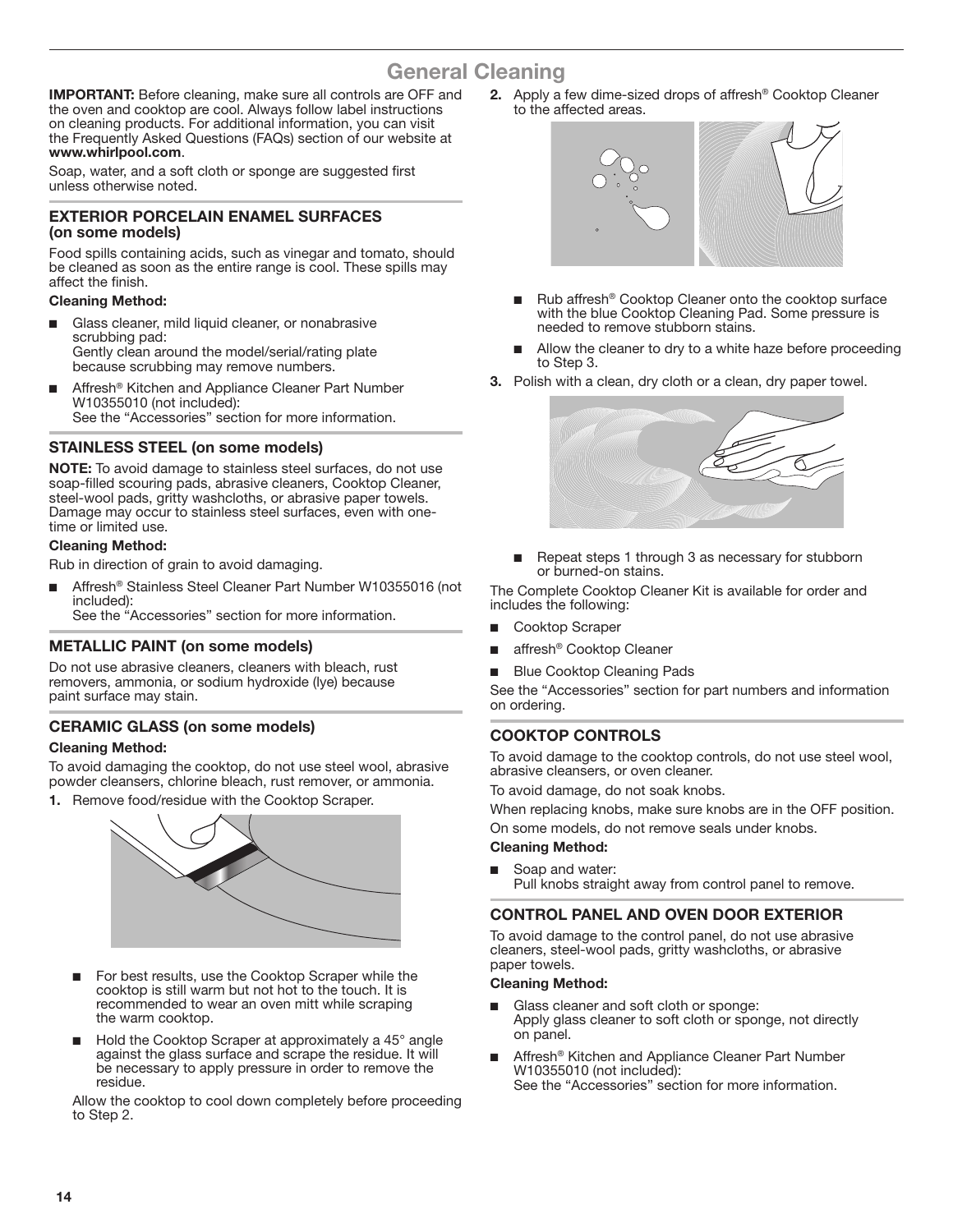# General Cleaning

**IMPORTANT:** Before cleaning, make sure all controls are OFF and the oven and cooktop are cool. Always follow label instructions on cleaning products. For additional information, you can visit the Frequently Asked Questions (FAQs) section of our website at **www.whirlpool.com**.

Soap, water, and a soft cloth or sponge are suggested first unless otherwise noted.

## EXTERIOR PORCELAIN ENAMEL SURFACES (on some models)

Food spills containing acids, such as vinegar and tomato, should be cleaned as soon as the entire range is cool. These spills may affect the finish.

**Cleaning Method:**

- Glass cleaner, mild liquid cleaner, or nonabrasive scrubbing pad:
  Gently clean around the model/serial/rating plate because scrubbing may remove numbers.
- Affresh® Kitchen and Appliance Cleaner Part Number W10355010 (not included):
  See the "Accessories" section for more information.

## STAINLESS STEEL (on some models)

**NOTE:** To avoid damage to stainless steel surfaces, do not use soap-filled scouring pads, abrasive cleaners, Cooktop Cleaner, steel-wool pads, gritty washcloths, or abrasive paper towels. Damage may occur to stainless steel surfaces, even with one-time or limited use.

**Cleaning Method:**

Rub in direction of grain to avoid damaging.

- Affresh® Stainless Steel Cleaner Part Number W10355016 (not included):
  See the "Accessories" section for more information.

## METALLIC PAINT (on some models)

Do not use abrasive cleaners, cleaners with bleach, rust removers, ammonia, or sodium hydroxide (lye) because paint surface may stain.

## CERAMIC GLASS (on some models)

**Cleaning Method:**

To avoid damaging the cooktop, do not use steel wool, abrasive powder cleansers, chlorine bleach, rust remover, or ammonia.

1. Remove food/residue with the Cooktop Scraper.

   - For best results, use the Cooktop Scraper while the cooktop is still warm but not hot to the touch. It is recommended to wear an oven mitt while scraping the warm cooktop.
   - Hold the Cooktop Scraper at approximately a 45° angle against the glass surface and scrape the residue. It will be necessary to apply pressure in order to remove the residue.

   Allow the cooktop to cool down completely before proceeding to Step 2.

2. Apply a few dime-sized drops of affresh® Cooktop Cleaner to the affected areas.

   - Rub affresh® Cooktop Cleaner onto the cooktop surface with the blue Cooktop Cleaning Pad. Some pressure is needed to remove stubborn stains.
   - Allow the cleaner to dry to a white haze before proceeding to Step 3.

3. Polish with a clean, dry cloth or a clean, dry paper towel.

   - Repeat steps 1 through 3 as necessary for stubborn or burned-on stains.

The Complete Cooktop Cleaner Kit is available for order and includes the following:

- Cooktop Scraper
- affresh® Cooktop Cleaner
- Blue Cooktop Cleaning Pads

See the "Accessories" section for part numbers and information on ordering.

## COOKTOP CONTROLS

To avoid damage to the cooktop controls, do not use steel wool, abrasive cleansers, or oven cleaner.

To avoid damage, do not soak knobs.

When replacing knobs, make sure knobs are in the OFF position.

On some models, do not remove seals under knobs.

**Cleaning Method:**

- Soap and water:
  Pull knobs straight away from control panel to remove.

## CONTROL PANEL AND OVEN DOOR EXTERIOR

To avoid damage to the control panel, do not use abrasive cleaners, steel-wool pads, gritty washcloths, or abrasive paper towels.

**Cleaning Method:**

- Glass cleaner and soft cloth or sponge:
  Apply glass cleaner to soft cloth or sponge, not directly on panel.
- Affresh® Kitchen and Appliance Cleaner Part Number W10355010 (not included):
  See the "Accessories" section for more information.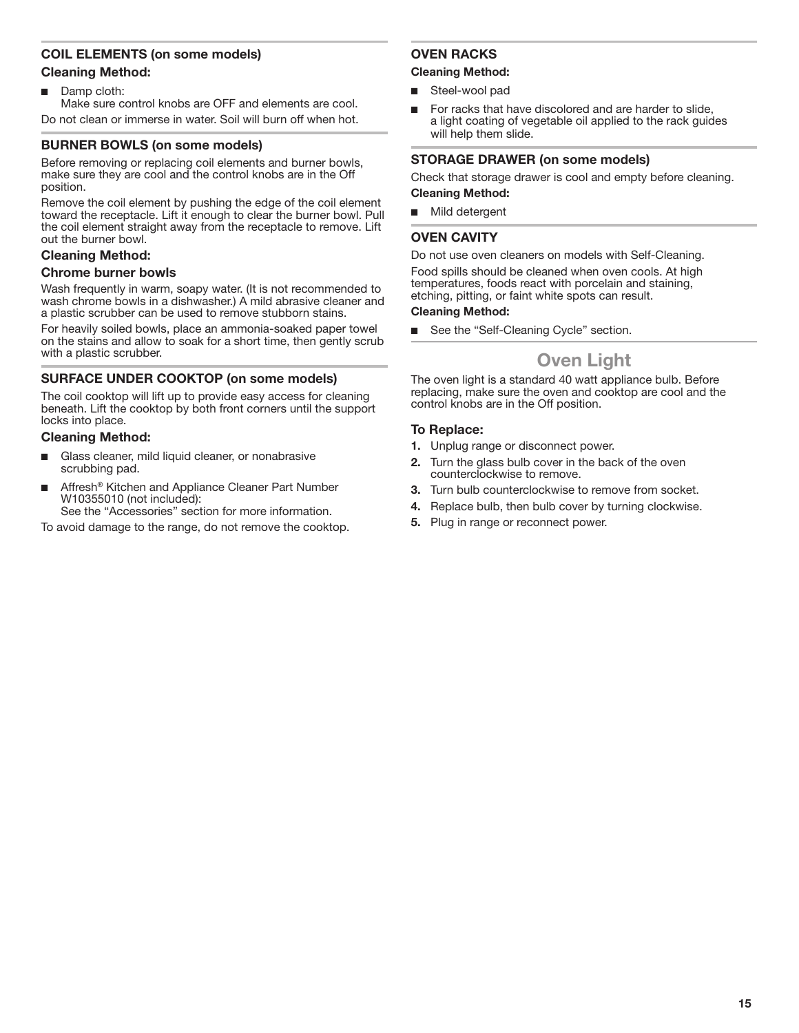### COIL ELEMENTS (on some models)

**Cleaning Method:**

- Damp cloth:
  Make sure control knobs are OFF and elements are cool.

Do not clean or immerse in water. Soil will burn off when hot.

### BURNER BOWLS (on some models)

Before removing or replacing coil elements and burner bowls, make sure they are cool and the control knobs are in the Off position.

Remove the coil element by pushing the edge of the coil element toward the receptacle. Lift it enough to clear the burner bowl. Pull the coil element straight away from the receptacle to remove. Lift out the burner bowl.

**Cleaning Method:**

**Chrome burner bowls**

Wash frequently in warm, soapy water. (It is not recommended to wash chrome bowls in a dishwasher.) A mild abrasive cleaner and a plastic scrubber can be used to remove stubborn stains.

For heavily soiled bowls, place an ammonia-soaked paper towel on the stains and allow to soak for a short time, then gently scrub with a plastic scrubber.

### SURFACE UNDER COOKTOP (on some models)

The coil cooktop will lift up to provide easy access for cleaning beneath. Lift the cooktop by both front corners until the support locks into place.

**Cleaning Method:**

- Glass cleaner, mild liquid cleaner, or nonabrasive scrubbing pad.
- Affresh® Kitchen and Appliance Cleaner Part Number W10355010 (not included):
  See the “Accessories” section for more information.

To avoid damage to the range, do not remove the cooktop.

### OVEN RACKS

**Cleaning Method:**

- Steel-wool pad
- For racks that have discolored and are harder to slide, a light coating of vegetable oil applied to the rack guides will help them slide.

### STORAGE DRAWER (on some models)

Check that storage drawer is cool and empty before cleaning.

**Cleaning Method:**

- Mild detergent

### OVEN CAVITY

Do not use oven cleaners on models with Self-Cleaning.

Food spills should be cleaned when oven cools. At high temperatures, foods react with porcelain and staining, etching, pitting, or faint white spots can result.

**Cleaning Method:**

- See the “Self-Cleaning Cycle” section.

## Oven Light

The oven light is a standard 40 watt appliance bulb. Before replacing, make sure the oven and cooktop are cool and the control knobs are in the Off position.

**To Replace:**

1. Unplug range or disconnect power.
2. Turn the glass bulb cover in the back of the oven counterclockwise to remove.
3. Turn bulb counterclockwise to remove from socket.
4. Replace bulb, then bulb cover by turning clockwise.
5. Plug in range or reconnect power.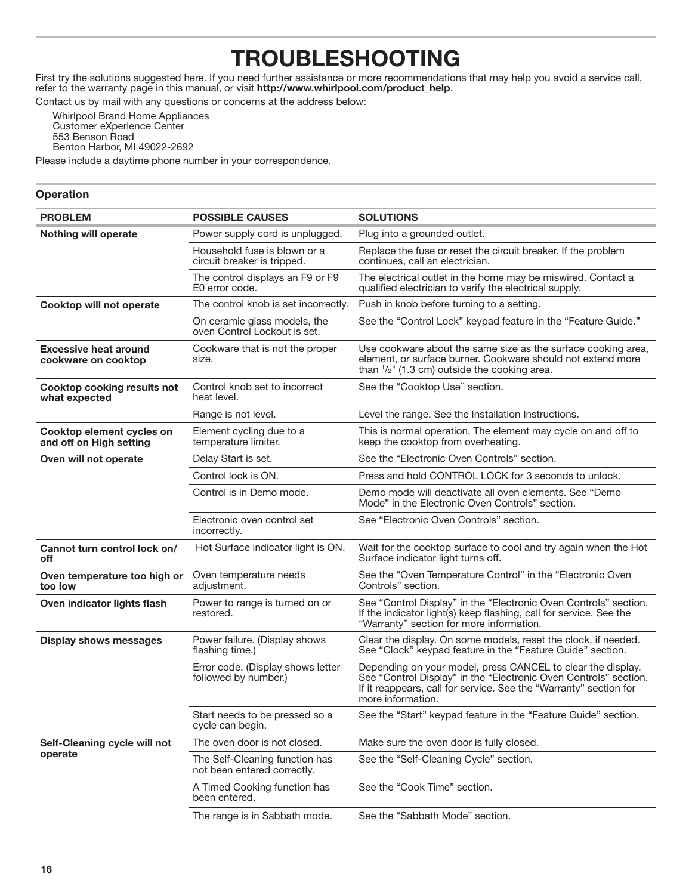# TROUBLESHOOTING

First try the solutions suggested here. If you need further assistance or more recommendations that may help you avoid a service call, refer to the warranty page in this manual, or visit **http://www.whirlpool.com/product_help**.

Contact us by mail with any questions or concerns at the address below:

Whirlpool Brand Home Appliances
Customer eXperience Center
553 Benson Road
Benton Harbor, MI 49022-2692

Please include a daytime phone number in your correspondence.

### Operation

| PROBLEM | POSSIBLE CAUSES | SOLUTIONS |
|---|---|---|
| **Nothing will operate** | Power supply cord is unplugged. | Plug into a grounded outlet. |
| | Household fuse is blown or a circuit breaker is tripped. | Replace the fuse or reset the circuit breaker. If the problem continues, call an electrician. |
| | The control displays an F9 or F9 E0 error code. | The electrical outlet in the home may be miswired. Contact a qualified electrician to verify the electrical supply. |
| **Cooktop will not operate** | The control knob is set incorrectly. | Push in knob before turning to a setting. |
| | On ceramic glass models, the oven Control Lockout is set. | See the "Control Lock" keypad feature in the "Feature Guide." |
| **Excessive heat around cookware on cooktop** | Cookware that is not the proper size. | Use cookware about the same size as the surface cooking area, element, or surface burner. Cookware should not extend more than 1/2" (1.3 cm) outside the cooking area. |
| **Cooktop cooking results not what expected** | Control knob set to incorrect heat level. | See the "Cooktop Use" section. |
| | Range is not level. | Level the range. See the Installation Instructions. |
| **Cooktop element cycles on and off on High setting** | Element cycling due to a temperature limiter. | This is normal operation. The element may cycle on and off to keep the cooktop from overheating. |
| **Oven will not operate** | Delay Start is set. | See the "Electronic Oven Controls" section. |
| | Control lock is ON. | Press and hold CONTROL LOCK for 3 seconds to unlock. |
| | Control is in Demo mode. | Demo mode will deactivate all oven elements. See "Demo Mode" in the Electronic Oven Controls" section. |
| | Electronic oven control set incorrectly. | See "Electronic Oven Controls" section. |
| **Cannot turn control lock on/off** | Hot Surface indicator light is ON. | Wait for the cooktop surface to cool and try again when the Hot Surface indicator light turns off. |
| **Oven temperature too high or too low** | Oven temperature needs adjustment. | See the "Oven Temperature Control" in the "Electronic Oven Controls" section. |
| **Oven indicator lights flash** | Power to range is turned on or restored. | See "Control Display" in the "Electronic Oven Controls" section. If the indicator light(s) keep flashing, call for service. See the "Warranty" section for more information. |
| **Display shows messages** | Power failure. (Display shows flashing time.) | Clear the display. On some models, reset the clock, if needed. See "Clock" keypad feature in the "Feature Guide" section. |
| | Error code. (Display shows letter followed by number.) | Depending on your model, press CANCEL to clear the display. See "Control Display" in the "Electronic Oven Controls" section. If it reappears, call for service. See the "Warranty" section for more information. |
| | Start needs to be pressed so a cycle can begin. | See the "Start" keypad feature in the "Feature Guide" section. |
| **Self-Cleaning cycle will not operate** | The oven door is not closed. | Make sure the oven door is fully closed. |
| | The Self-Cleaning function has not been entered correctly. | See the "Self-Cleaning Cycle" section. |
| | A Timed Cooking function has been entered. | See the "Cook Time" section. |
| | The range is in Sabbath mode. | See the "Sabbath Mode" section. |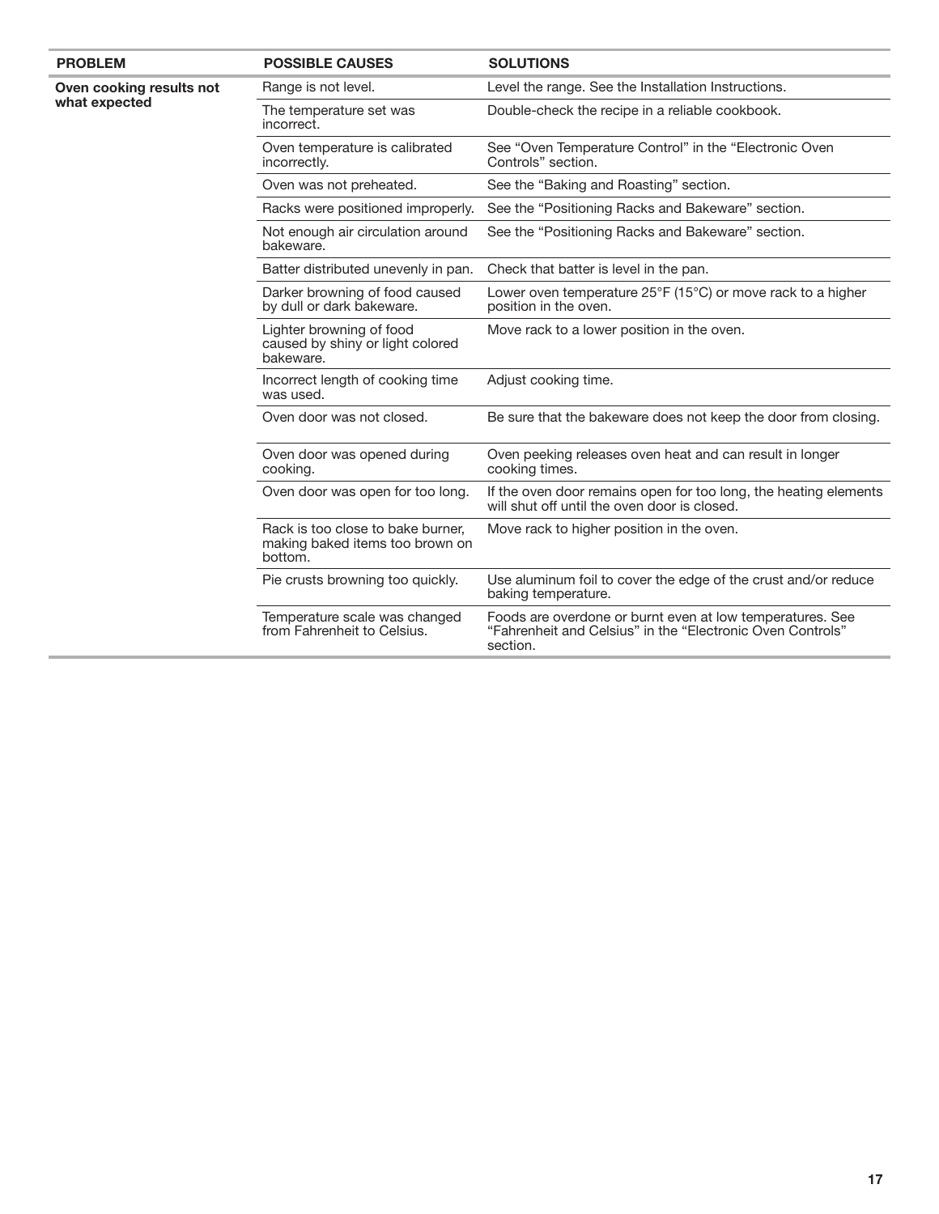| PROBLEM | POSSIBLE CAUSES | SOLUTIONS |
| --- | --- | --- |
| **Oven cooking results not what expected** | Range is not level. | Level the range. See the Installation Instructions. |
| | The temperature set was incorrect. | Double-check the recipe in a reliable cookbook. |
| | Oven temperature is calibrated incorrectly. | See "Oven Temperature Control" in the "Electronic Oven Controls" section. |
| | Oven was not preheated. | See the "Baking and Roasting" section. |
| | Racks were positioned improperly. | See the "Positioning Racks and Bakeware" section. |
| | Not enough air circulation around bakeware. | See the "Positioning Racks and Bakeware" section. |
| | Batter distributed unevenly in pan. | Check that batter is level in the pan. |
| | Darker browning of food caused by dull or dark bakeware. | Lower oven temperature 25°F (15°C) or move rack to a higher position in the oven. |
| | Lighter browning of food caused by shiny or light colored bakeware. | Move rack to a lower position in the oven. |
| | Incorrect length of cooking time was used. | Adjust cooking time. |
| | Oven door was not closed. | Be sure that the bakeware does not keep the door from closing. |
| | Oven door was opened during cooking. | Oven peeking releases oven heat and can result in longer cooking times. |
| | Oven door was open for too long. | If the oven door remains open for too long, the heating elements will shut off until the oven door is closed. |
| | Rack is too close to bake burner, making baked items too brown on bottom. | Move rack to higher position in the oven. |
| | Pie crusts browning too quickly. | Use aluminum foil to cover the edge of the crust and/or reduce baking temperature. |
| | Temperature scale was changed from Fahrenheit to Celsius. | Foods are overdone or burnt even at low temperatures. See "Fahrenheit and Celsius" in the "Electronic Oven Controls" section. |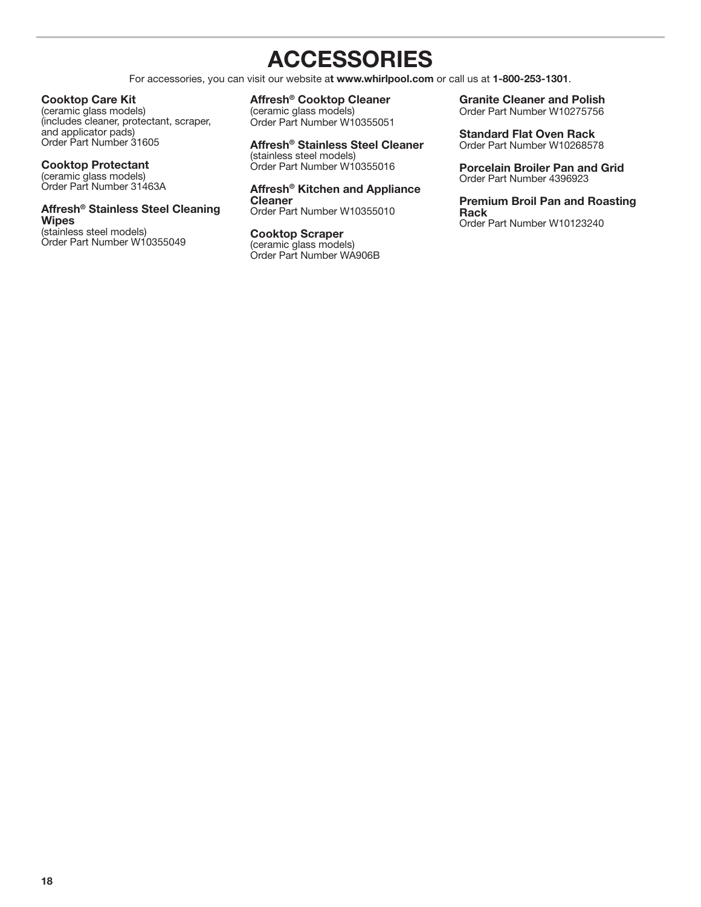# ACCESSORIES

For accessories, you can visit our website a**t www.whirlpool.com** or call us at **1-800-253-1301**.

**Cooktop Care Kit**
(ceramic glass models)
(includes cleaner, protectant, scraper, and applicator pads)
Order Part Number 31605

**Cooktop Protectant**
(ceramic glass models)
Order Part Number 31463A

**Affresh® Stainless Steel Cleaning Wipes**
(stainless steel models)
Order Part Number W10355049

**Affresh® Cooktop Cleaner**
(ceramic glass models)
Order Part Number W10355051

**Affresh® Stainless Steel Cleaner**
(stainless steel models)
Order Part Number W10355016

**Affresh® Kitchen and Appliance Cleaner**
Order Part Number W10355010

**Cooktop Scraper**
(ceramic glass models)
Order Part Number WA906B

**Granite Cleaner and Polish**
Order Part Number W10275756

**Standard Flat Oven Rack**
Order Part Number W10268578

**Porcelain Broiler Pan and Grid**
Order Part Number 4396923

**Premium Broil Pan and Roasting Rack**
Order Part Number W10123240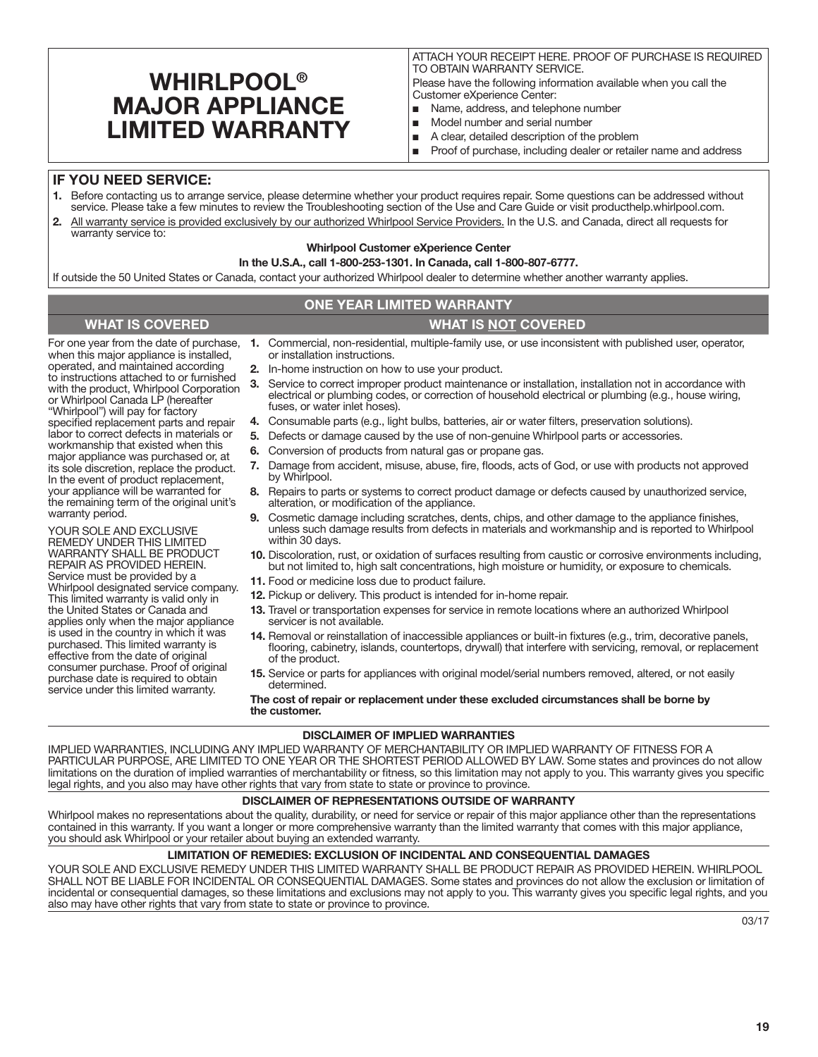# WHIRLPOOL® MAJOR APPLIANCE LIMITED WARRANTY

ATTACH YOUR RECEIPT HERE. PROOF OF PURCHASE IS REQUIRED TO OBTAIN WARRANTY SERVICE.

Please have the following information available when you call the Customer eXperience Center:

- Name, address, and telephone number
- Model number and serial number
- A clear, detailed description of the problem
- Proof of purchase, including dealer or retailer name and address

## IF YOU NEED SERVICE:

1. Before contacting us to arrange service, please determine whether your product requires repair. Some questions can be addressed without service. Please take a few minutes to review the Troubleshooting section of the Use and Care Guide or visit producthelp.whirlpool.com.
2. All warranty service is provided exclusively by our authorized Whirlpool Service Providers. In the U.S. and Canada, direct all requests for warranty service to:

**Whirlpool Customer eXperience Center**

**In the U.S.A., call 1-800-253-1301. In Canada, call 1-800-807-6777.**

If outside the 50 United States or Canada, contact your authorized Whirlpool dealer to determine whether another warranty applies.

## ONE YEAR LIMITED WARRANTY

### WHAT IS COVERED

For one year from the date of purchase, when this major appliance is installed, operated, and maintained according to instructions attached to or furnished with the product, Whirlpool Corporation or Whirlpool Canada LP (hereafter "Whirlpool") will pay for factory specified replacement parts and repair labor to correct defects in materials or workmanship that existed when this major appliance was purchased or, at its sole discretion, replace the product. In the event of product replacement, your appliance will be warranted for the remaining term of the original unit's warranty period.

YOUR SOLE AND EXCLUSIVE REMEDY UNDER THIS LIMITED WARRANTY SHALL BE PRODUCT REPAIR AS PROVIDED HEREIN. Service must be provided by a Whirlpool designated service company. This limited warranty is valid only in the United States or Canada and applies only when the major appliance is used in the country in which it was purchased. This limited warranty is effective from the date of original consumer purchase. Proof of original purchase date is required to obtain service under this limited warranty.

### WHAT IS NOT COVERED

1. Commercial, non-residential, multiple-family use, or use inconsistent with published user, operator, or installation instructions.
2. In-home instruction on how to use your product.
3. Service to correct improper product maintenance or installation, installation not in accordance with electrical or plumbing codes, or correction of household electrical or plumbing (e.g., house wiring, fuses, or water inlet hoses).
4. Consumable parts (e.g., light bulbs, batteries, air or water filters, preservation solutions).
5. Defects or damage caused by the use of non-genuine Whirlpool parts or accessories.
6. Conversion of products from natural gas or propane gas.
7. Damage from accident, misuse, abuse, fire, floods, acts of God, or use with products not approved by Whirlpool.
8. Repairs to parts or systems to correct product damage or defects caused by unauthorized service, alteration, or modification of the appliance.
9. Cosmetic damage including scratches, dents, chips, and other damage to the appliance finishes, unless such damage results from defects in materials and workmanship and is reported to Whirlpool within 30 days.
10. Discoloration, rust, or oxidation of surfaces resulting from caustic or corrosive environments including, but not limited to, high salt concentrations, high moisture or humidity, or exposure to chemicals.
11. Food or medicine loss due to product failure.
12. Pickup or delivery. This product is intended for in-home repair.
13. Travel or transportation expenses for service in remote locations where an authorized Whirlpool servicer is not available.
14. Removal or reinstallation of inaccessible appliances or built-in fixtures (e.g., trim, decorative panels, flooring, cabinetry, islands, countertops, drywall) that interfere with servicing, removal, or replacement of the product.
15. Service or parts for appliances with original model/serial numbers removed, altered, or not easily determined.

**The cost of repair or replacement under these excluded circumstances shall be borne by the customer.**

### DISCLAIMER OF IMPLIED WARRANTIES

IMPLIED WARRANTIES, INCLUDING ANY IMPLIED WARRANTY OF MERCHANTABILITY OR IMPLIED WARRANTY OF FITNESS FOR A PARTICULAR PURPOSE, ARE LIMITED TO ONE YEAR OR THE SHORTEST PERIOD ALLOWED BY LAW. Some states and provinces do not allow limitations on the duration of implied warranties of merchantability or fitness, so this limitation may not apply to you. This warranty gives you specific legal rights, and you also may have other rights that vary from state to state or province to province.

### DISCLAIMER OF REPRESENTATIONS OUTSIDE OF WARRANTY

Whirlpool makes no representations about the quality, durability, or need for service or repair of this major appliance other than the representations contained in this warranty. If you want a longer or more comprehensive warranty than the limited warranty that comes with this major appliance, you should ask Whirlpool or your retailer about buying an extended warranty.

### LIMITATION OF REMEDIES: EXCLUSION OF INCIDENTAL AND CONSEQUENTIAL DAMAGES

YOUR SOLE AND EXCLUSIVE REMEDY UNDER THIS LIMITED WARRANTY SHALL BE PRODUCT REPAIR AS PROVIDED HEREIN. WHIRLPOOL SHALL NOT BE LIABLE FOR INCIDENTAL OR CONSEQUENTIAL DAMAGES. Some states and provinces do not allow the exclusion or limitation of incidental or consequential damages, so these limitations and exclusions may not apply to you. This warranty gives you specific legal rights, and you also may have other rights that vary from state to state or province to province.

03/17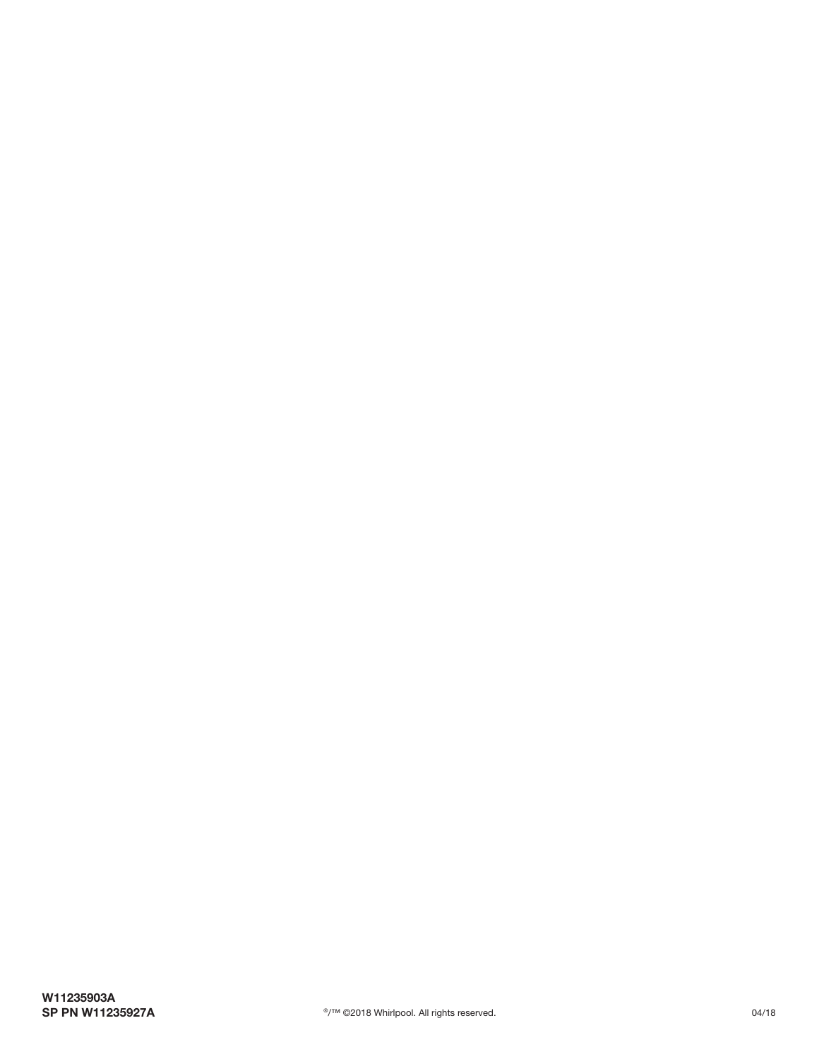**W11235903A**
**SP PN W11235927A**

®/™ ©2018 Whirlpool. All rights reserved.

04/18